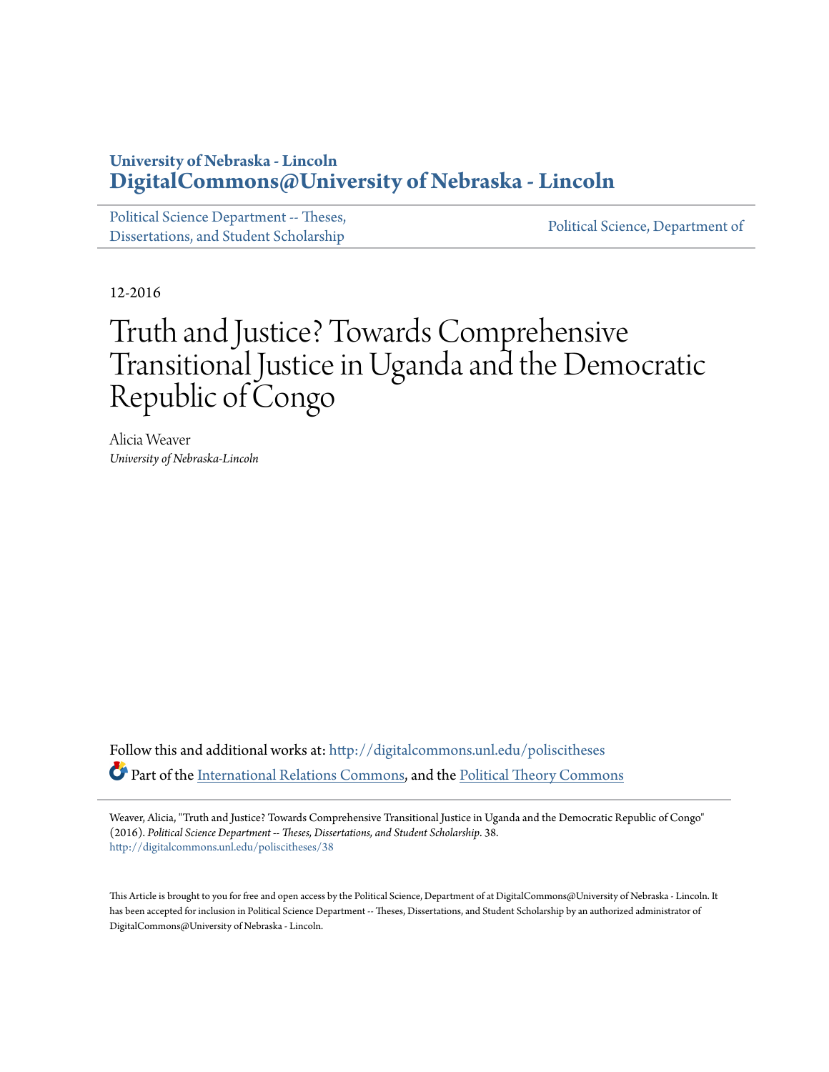**University of Nebraska - Lincoln**
**[DigitalCommons@University of Nebraska - Lincoln](#)**

Political Science Department -- Theses, Dissertations, and Student Scholarship | Political Science, Department of

12-2016

# Truth and Justice? Towards Comprehensive Transitional Justice in Uganda and the Democratic Republic of Congo

Alicia Weaver
*University of Nebraska-Lincoln*

Follow this and additional works at: http://digitalcommons.unl.edu/poliscitheses

Part of the International Relations Commons, and the Political Theory Commons

Weaver, Alicia, "Truth and Justice? Towards Comprehensive Transitional Justice in Uganda and the Democratic Republic of Congo" (2016). *Political Science Department -- Theses, Dissertations, and Student Scholarship*. 38.
http://digitalcommons.unl.edu/poliscitheses/38

This Article is brought to you for free and open access by the Political Science, Department of at DigitalCommons@University of Nebraska - Lincoln. It has been accepted for inclusion in Political Science Department -- Theses, Dissertations, and Student Scholarship by an authorized administrator of DigitalCommons@University of Nebraska - Lincoln.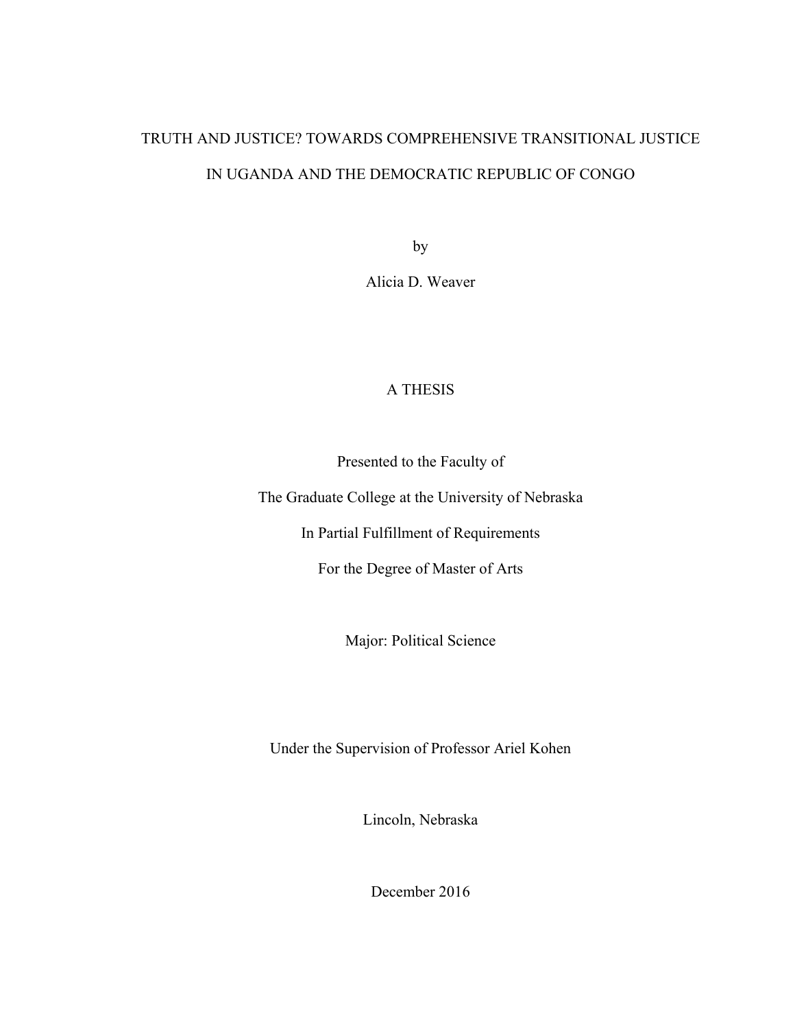# TRUTH AND JUSTICE? TOWARDS COMPREHENSIVE TRANSITIONAL JUSTICE IN UGANDA AND THE DEMOCRATIC REPUBLIC OF CONGO

by

Alicia D. Weaver

A THESIS

Presented to the Faculty of

The Graduate College at the University of Nebraska

In Partial Fulfillment of Requirements

For the Degree of Master of Arts

Major: Political Science

Under the Supervision of Professor Ariel Kohen

Lincoln, Nebraska

December 2016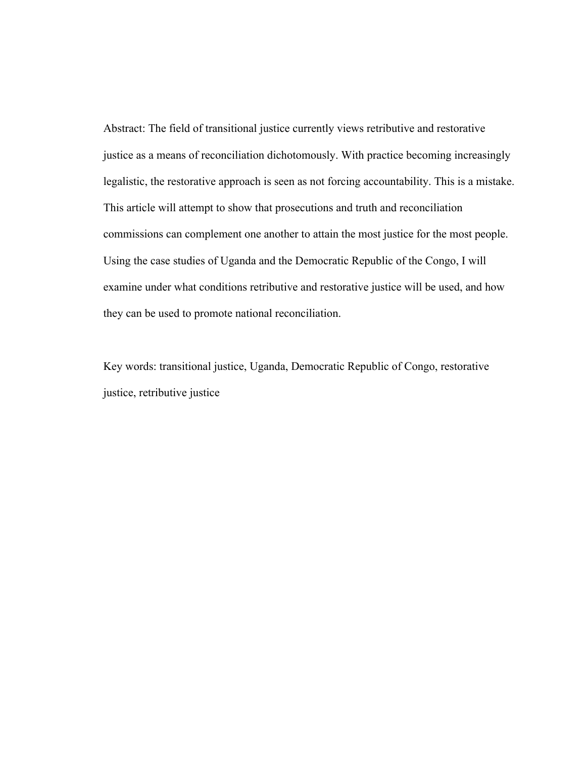Abstract: The field of transitional justice currently views retributive and restorative justice as a means of reconciliation dichotomously. With practice becoming increasingly legalistic, the restorative approach is seen as not forcing accountability. This is a mistake. This article will attempt to show that prosecutions and truth and reconciliation commissions can complement one another to attain the most justice for the most people. Using the case studies of Uganda and the Democratic Republic of the Congo, I will examine under what conditions retributive and restorative justice will be used, and how they can be used to promote national reconciliation.

Key words: transitional justice, Uganda, Democratic Republic of Congo, restorative justice, retributive justice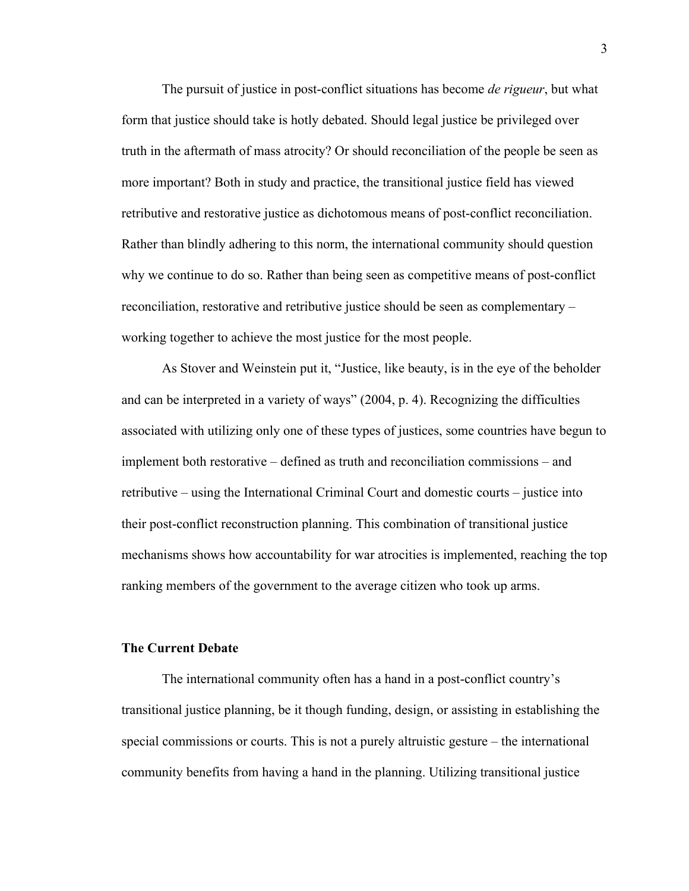The pursuit of justice in post-conflict situations has become *de rigueur*, but what form that justice should take is hotly debated. Should legal justice be privileged over truth in the aftermath of mass atrocity? Or should reconciliation of the people be seen as more important? Both in study and practice, the transitional justice field has viewed retributive and restorative justice as dichotomous means of post-conflict reconciliation. Rather than blindly adhering to this norm, the international community should question why we continue to do so. Rather than being seen as competitive means of post-conflict reconciliation, restorative and retributive justice should be seen as complementary – working together to achieve the most justice for the most people.

As Stover and Weinstein put it, "Justice, like beauty, is in the eye of the beholder and can be interpreted in a variety of ways" (2004, p. 4). Recognizing the difficulties associated with utilizing only one of these types of justices, some countries have begun to implement both restorative – defined as truth and reconciliation commissions – and retributive – using the International Criminal Court and domestic courts – justice into their post-conflict reconstruction planning. This combination of transitional justice mechanisms shows how accountability for war atrocities is implemented, reaching the top ranking members of the government to the average citizen who took up arms.

**The Current Debate**

The international community often has a hand in a post-conflict country's transitional justice planning, be it though funding, design, or assisting in establishing the special commissions or courts. This is not a purely altruistic gesture – the international community benefits from having a hand in the planning. Utilizing transitional justice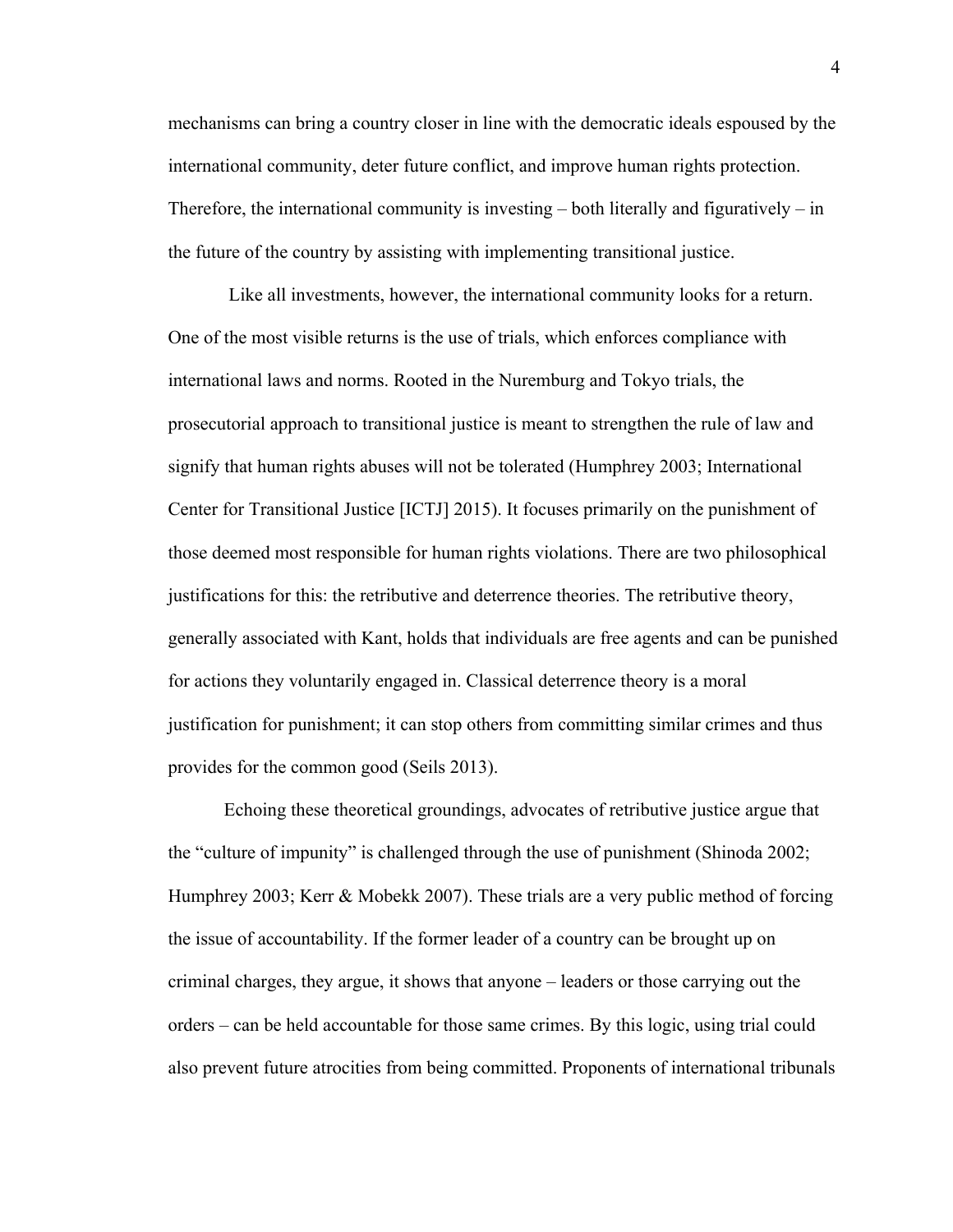mechanisms can bring a country closer in line with the democratic ideals espoused by the international community, deter future conflict, and improve human rights protection. Therefore, the international community is investing – both literally and figuratively – in the future of the country by assisting with implementing transitional justice.

Like all investments, however, the international community looks for a return. One of the most visible returns is the use of trials, which enforces compliance with international laws and norms. Rooted in the Nuremburg and Tokyo trials, the prosecutorial approach to transitional justice is meant to strengthen the rule of law and signify that human rights abuses will not be tolerated (Humphrey 2003; International Center for Transitional Justice [ICTJ] 2015). It focuses primarily on the punishment of those deemed most responsible for human rights violations. There are two philosophical justifications for this: the retributive and deterrence theories. The retributive theory, generally associated with Kant, holds that individuals are free agents and can be punished for actions they voluntarily engaged in. Classical deterrence theory is a moral justification for punishment; it can stop others from committing similar crimes and thus provides for the common good (Seils 2013).

Echoing these theoretical groundings, advocates of retributive justice argue that the "culture of impunity" is challenged through the use of punishment (Shinoda 2002; Humphrey 2003; Kerr & Mobekk 2007). These trials are a very public method of forcing the issue of accountability. If the former leader of a country can be brought up on criminal charges, they argue, it shows that anyone – leaders or those carrying out the orders – can be held accountable for those same crimes. By this logic, using trial could also prevent future atrocities from being committed. Proponents of international tribunals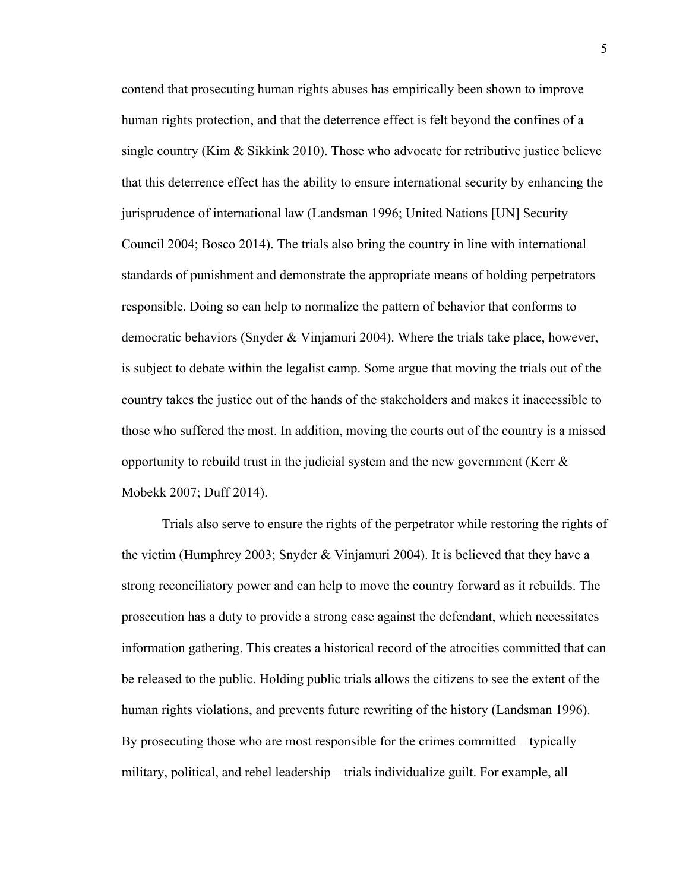contend that prosecuting human rights abuses has empirically been shown to improve human rights protection, and that the deterrence effect is felt beyond the confines of a single country (Kim & Sikkink 2010). Those who advocate for retributive justice believe that this deterrence effect has the ability to ensure international security by enhancing the jurisprudence of international law (Landsman 1996; United Nations [UN] Security Council 2004; Bosco 2014). The trials also bring the country in line with international standards of punishment and demonstrate the appropriate means of holding perpetrators responsible. Doing so can help to normalize the pattern of behavior that conforms to democratic behaviors (Snyder & Vinjamuri 2004). Where the trials take place, however, is subject to debate within the legalist camp. Some argue that moving the trials out of the country takes the justice out of the hands of the stakeholders and makes it inaccessible to those who suffered the most. In addition, moving the courts out of the country is a missed opportunity to rebuild trust in the judicial system and the new government (Kerr & Mobekk 2007; Duff 2014).

Trials also serve to ensure the rights of the perpetrator while restoring the rights of the victim (Humphrey 2003; Snyder & Vinjamuri 2004). It is believed that they have a strong reconciliatory power and can help to move the country forward as it rebuilds. The prosecution has a duty to provide a strong case against the defendant, which necessitates information gathering. This creates a historical record of the atrocities committed that can be released to the public. Holding public trials allows the citizens to see the extent of the human rights violations, and prevents future rewriting of the history (Landsman 1996). By prosecuting those who are most responsible for the crimes committed – typically military, political, and rebel leadership – trials individualize guilt. For example, all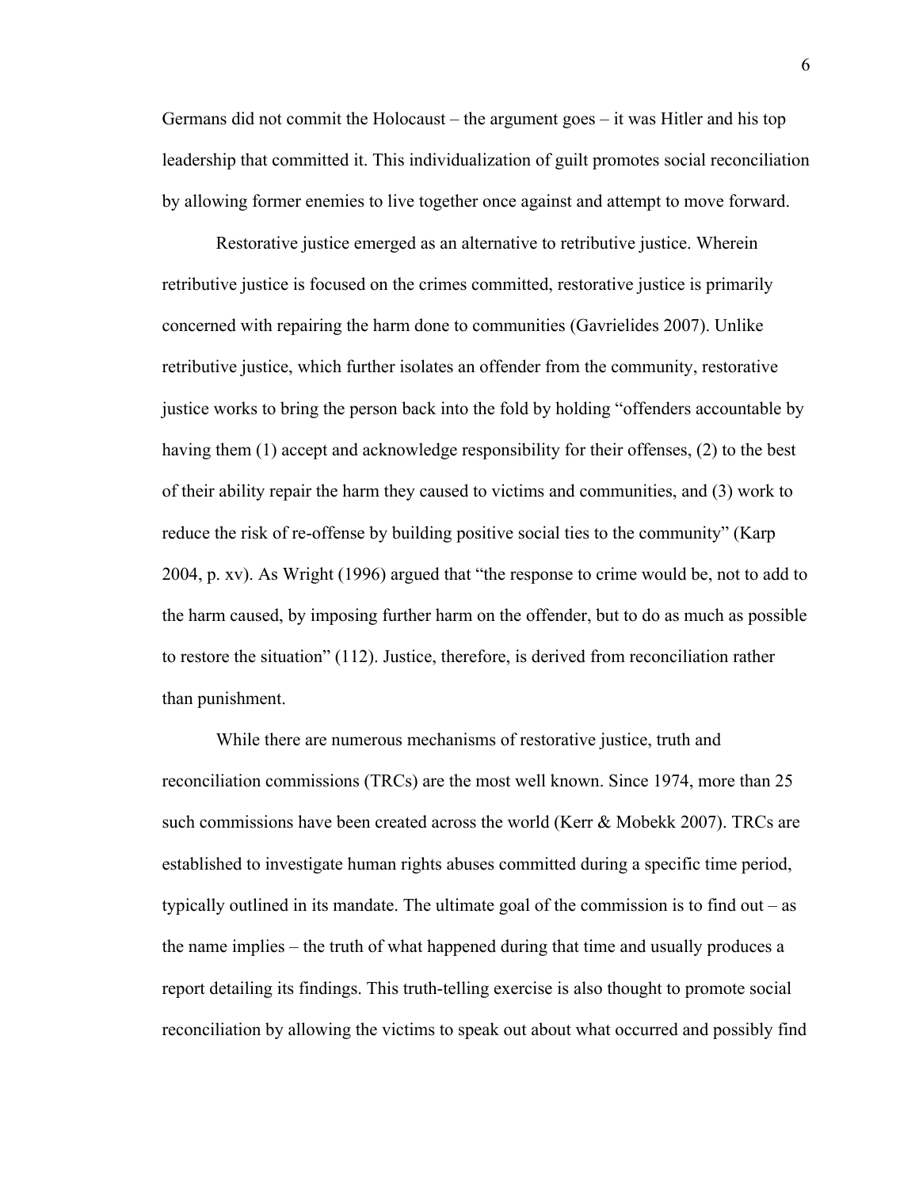Germans did not commit the Holocaust – the argument goes – it was Hitler and his top leadership that committed it. This individualization of guilt promotes social reconciliation by allowing former enemies to live together once against and attempt to move forward.

Restorative justice emerged as an alternative to retributive justice. Wherein retributive justice is focused on the crimes committed, restorative justice is primarily concerned with repairing the harm done to communities (Gavrielides 2007). Unlike retributive justice, which further isolates an offender from the community, restorative justice works to bring the person back into the fold by holding "offenders accountable by having them (1) accept and acknowledge responsibility for their offenses, (2) to the best of their ability repair the harm they caused to victims and communities, and (3) work to reduce the risk of re-offense by building positive social ties to the community" (Karp 2004, p. xv). As Wright (1996) argued that "the response to crime would be, not to add to the harm caused, by imposing further harm on the offender, but to do as much as possible to restore the situation" (112). Justice, therefore, is derived from reconciliation rather than punishment.

While there are numerous mechanisms of restorative justice, truth and reconciliation commissions (TRCs) are the most well known. Since 1974, more than 25 such commissions have been created across the world (Kerr & Mobekk 2007). TRCs are established to investigate human rights abuses committed during a specific time period, typically outlined in its mandate. The ultimate goal of the commission is to find out – as the name implies – the truth of what happened during that time and usually produces a report detailing its findings. This truth-telling exercise is also thought to promote social reconciliation by allowing the victims to speak out about what occurred and possibly find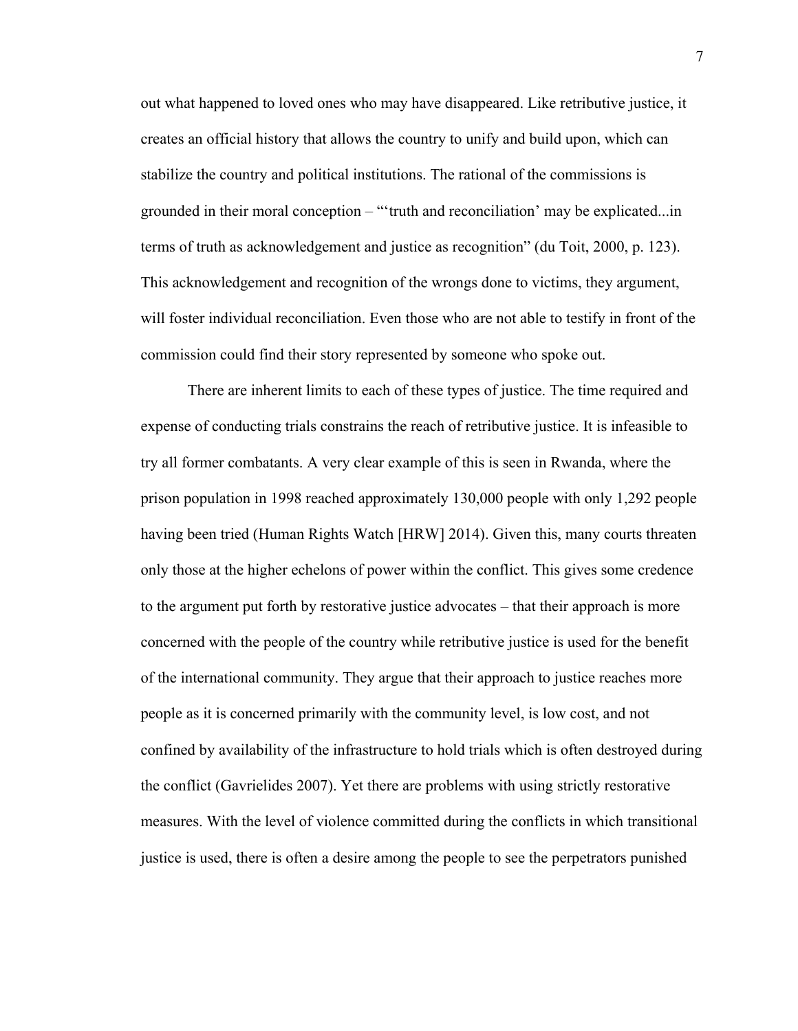out what happened to loved ones who may have disappeared. Like retributive justice, it creates an official history that allows the country to unify and build upon, which can stabilize the country and political institutions. The rational of the commissions is grounded in their moral conception – "'truth and reconciliation' may be explicated...in terms of truth as acknowledgement and justice as recognition" (du Toit, 2000, p. 123). This acknowledgement and recognition of the wrongs done to victims, they argument, will foster individual reconciliation. Even those who are not able to testify in front of the commission could find their story represented by someone who spoke out.

There are inherent limits to each of these types of justice. The time required and expense of conducting trials constrains the reach of retributive justice. It is infeasible to try all former combatants. A very clear example of this is seen in Rwanda, where the prison population in 1998 reached approximately 130,000 people with only 1,292 people having been tried (Human Rights Watch [HRW] 2014). Given this, many courts threaten only those at the higher echelons of power within the conflict. This gives some credence to the argument put forth by restorative justice advocates – that their approach is more concerned with the people of the country while retributive justice is used for the benefit of the international community. They argue that their approach to justice reaches more people as it is concerned primarily with the community level, is low cost, and not confined by availability of the infrastructure to hold trials which is often destroyed during the conflict (Gavrielides 2007). Yet there are problems with using strictly restorative measures. With the level of violence committed during the conflicts in which transitional justice is used, there is often a desire among the people to see the perpetrators punished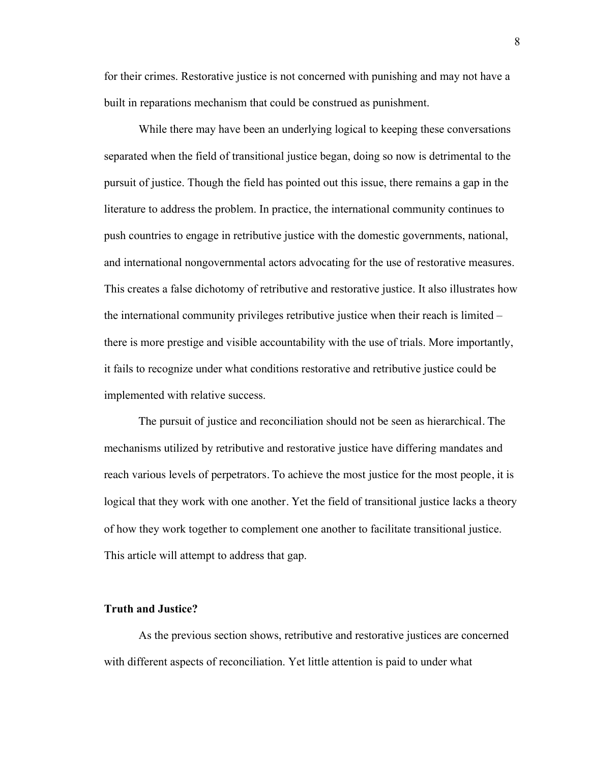for their crimes. Restorative justice is not concerned with punishing and may not have a built in reparations mechanism that could be construed as punishment.

While there may have been an underlying logical to keeping these conversations separated when the field of transitional justice began, doing so now is detrimental to the pursuit of justice. Though the field has pointed out this issue, there remains a gap in the literature to address the problem. In practice, the international community continues to push countries to engage in retributive justice with the domestic governments, national, and international nongovernmental actors advocating for the use of restorative measures. This creates a false dichotomy of retributive and restorative justice. It also illustrates how the international community privileges retributive justice when their reach is limited – there is more prestige and visible accountability with the use of trials. More importantly, it fails to recognize under what conditions restorative and retributive justice could be implemented with relative success.

The pursuit of justice and reconciliation should not be seen as hierarchical. The mechanisms utilized by retributive and restorative justice have differing mandates and reach various levels of perpetrators. To achieve the most justice for the most people, it is logical that they work with one another. Yet the field of transitional justice lacks a theory of how they work together to complement one another to facilitate transitional justice. This article will attempt to address that gap.

## Truth and Justice?

As the previous section shows, retributive and restorative justices are concerned with different aspects of reconciliation. Yet little attention is paid to under what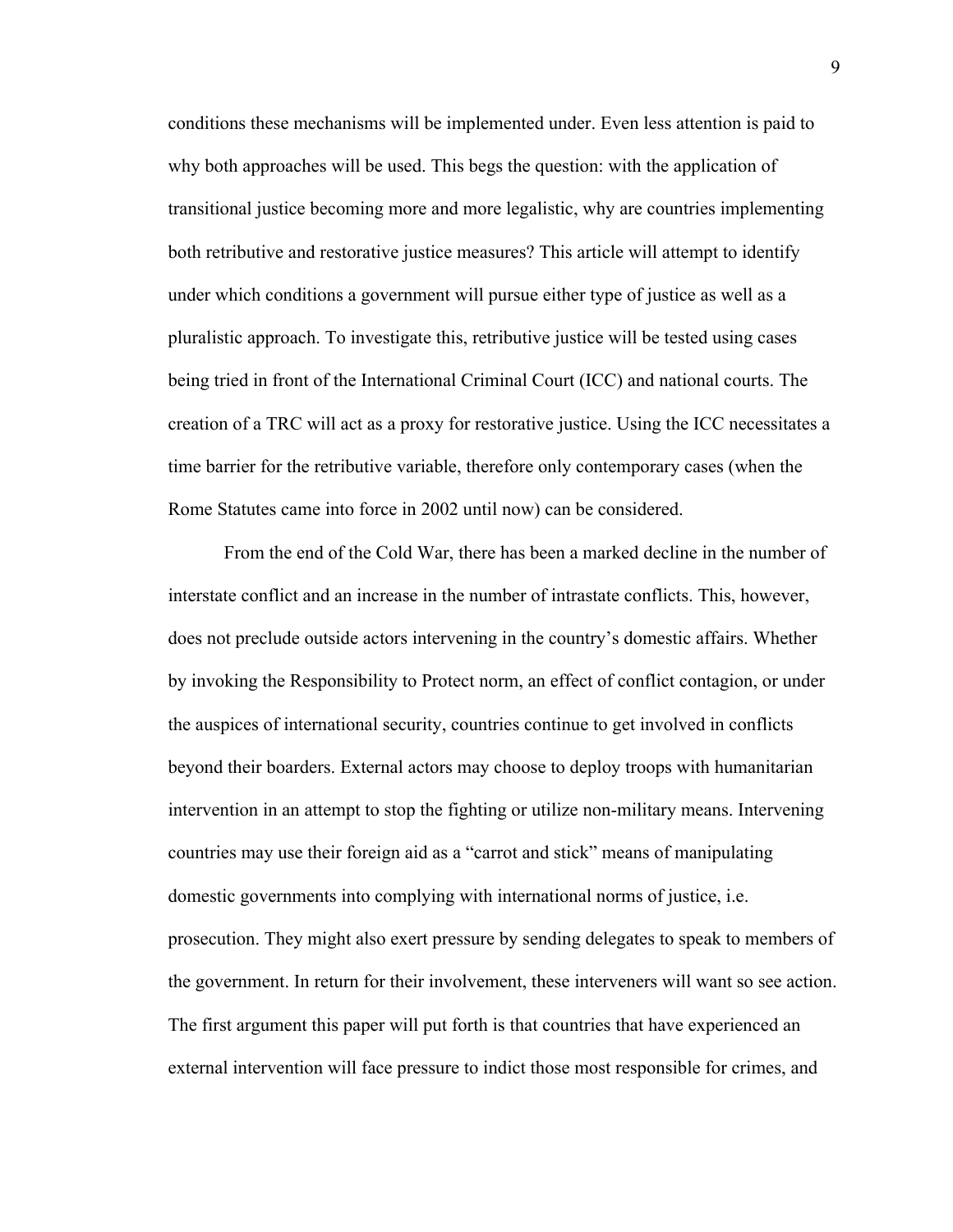conditions these mechanisms will be implemented under. Even less attention is paid to why both approaches will be used. This begs the question: with the application of transitional justice becoming more and more legalistic, why are countries implementing both retributive and restorative justice measures? This article will attempt to identify under which conditions a government will pursue either type of justice as well as a pluralistic approach. To investigate this, retributive justice will be tested using cases being tried in front of the International Criminal Court (ICC) and national courts. The creation of a TRC will act as a proxy for restorative justice. Using the ICC necessitates a time barrier for the retributive variable, therefore only contemporary cases (when the Rome Statutes came into force in 2002 until now) can be considered.

From the end of the Cold War, there has been a marked decline in the number of interstate conflict and an increase in the number of intrastate conflicts. This, however, does not preclude outside actors intervening in the country's domestic affairs. Whether by invoking the Responsibility to Protect norm, an effect of conflict contagion, or under the auspices of international security, countries continue to get involved in conflicts beyond their boarders. External actors may choose to deploy troops with humanitarian intervention in an attempt to stop the fighting or utilize non-military means. Intervening countries may use their foreign aid as a "carrot and stick" means of manipulating domestic governments into complying with international norms of justice, i.e. prosecution. They might also exert pressure by sending delegates to speak to members of the government. In return for their involvement, these interveners will want so see action. The first argument this paper will put forth is that countries that have experienced an external intervention will face pressure to indict those most responsible for crimes, and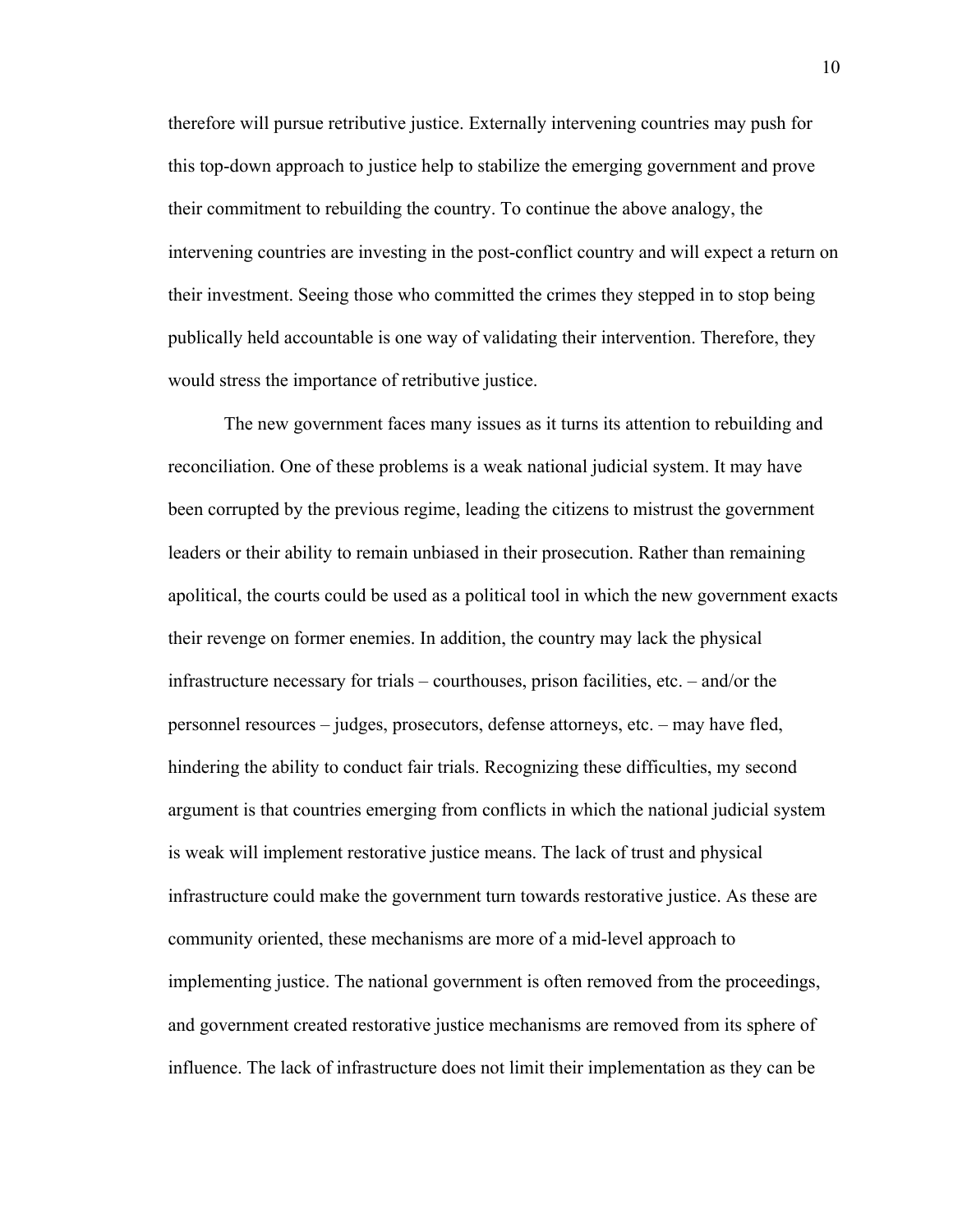therefore will pursue retributive justice. Externally intervening countries may push for this top-down approach to justice help to stabilize the emerging government and prove their commitment to rebuilding the country. To continue the above analogy, the intervening countries are investing in the post-conflict country and will expect a return on their investment. Seeing those who committed the crimes they stepped in to stop being publically held accountable is one way of validating their intervention. Therefore, they would stress the importance of retributive justice.

The new government faces many issues as it turns its attention to rebuilding and reconciliation. One of these problems is a weak national judicial system. It may have been corrupted by the previous regime, leading the citizens to mistrust the government leaders or their ability to remain unbiased in their prosecution. Rather than remaining apolitical, the courts could be used as a political tool in which the new government exacts their revenge on former enemies. In addition, the country may lack the physical infrastructure necessary for trials – courthouses, prison facilities, etc. – and/or the personnel resources – judges, prosecutors, defense attorneys, etc. – may have fled, hindering the ability to conduct fair trials. Recognizing these difficulties, my second argument is that countries emerging from conflicts in which the national judicial system is weak will implement restorative justice means. The lack of trust and physical infrastructure could make the government turn towards restorative justice. As these are community oriented, these mechanisms are more of a mid-level approach to implementing justice. The national government is often removed from the proceedings, and government created restorative justice mechanisms are removed from its sphere of influence. The lack of infrastructure does not limit their implementation as they can be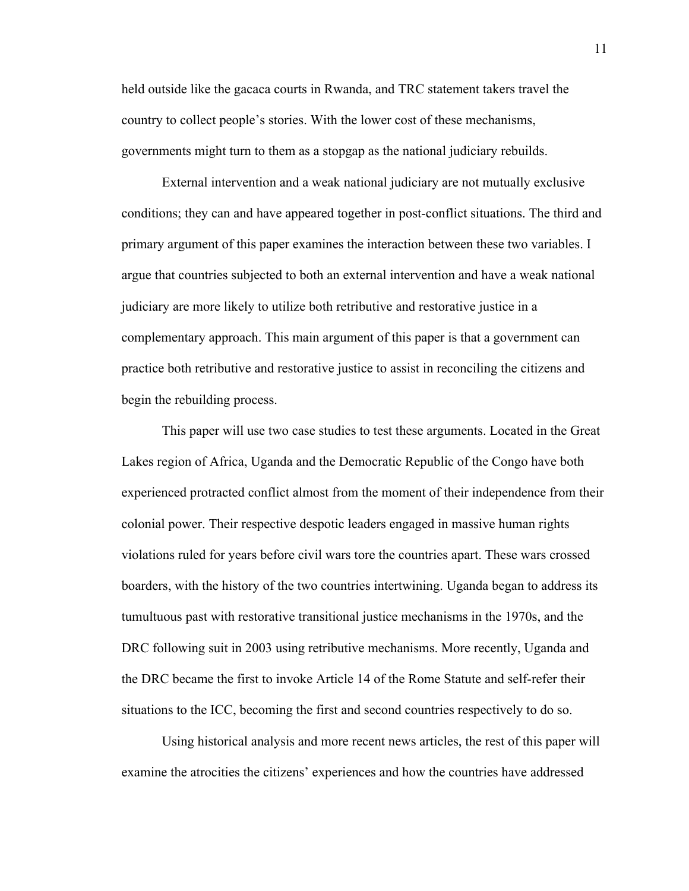held outside like the gacaca courts in Rwanda, and TRC statement takers travel the country to collect people's stories. With the lower cost of these mechanisms, governments might turn to them as a stopgap as the national judiciary rebuilds.

External intervention and a weak national judiciary are not mutually exclusive conditions; they can and have appeared together in post-conflict situations. The third and primary argument of this paper examines the interaction between these two variables. I argue that countries subjected to both an external intervention and have a weak national judiciary are more likely to utilize both retributive and restorative justice in a complementary approach. This main argument of this paper is that a government can practice both retributive and restorative justice to assist in reconciling the citizens and begin the rebuilding process.

This paper will use two case studies to test these arguments. Located in the Great Lakes region of Africa, Uganda and the Democratic Republic of the Congo have both experienced protracted conflict almost from the moment of their independence from their colonial power. Their respective despotic leaders engaged in massive human rights violations ruled for years before civil wars tore the countries apart. These wars crossed boarders, with the history of the two countries intertwining. Uganda began to address its tumultuous past with restorative transitional justice mechanisms in the 1970s, and the DRC following suit in 2003 using retributive mechanisms. More recently, Uganda and the DRC became the first to invoke Article 14 of the Rome Statute and self-refer their situations to the ICC, becoming the first and second countries respectively to do so.

Using historical analysis and more recent news articles, the rest of this paper will examine the atrocities the citizens' experiences and how the countries have addressed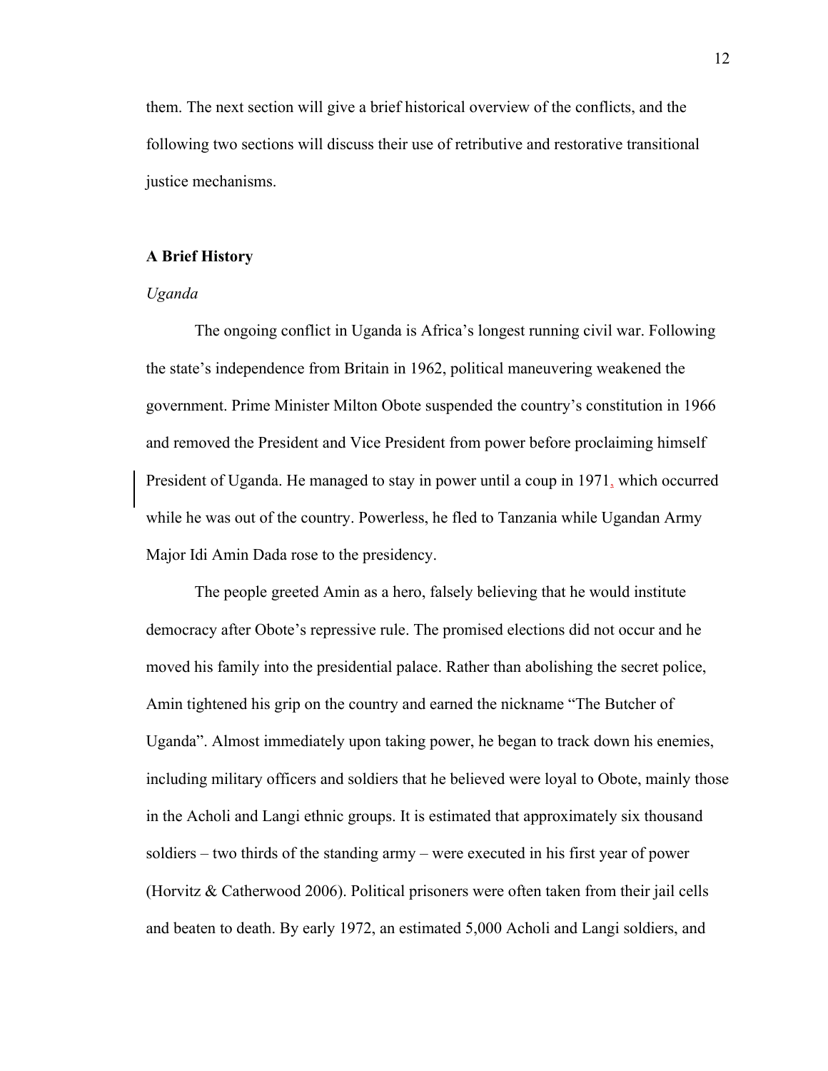them. The next section will give a brief historical overview of the conflicts, and the following two sections will discuss their use of retributive and restorative transitional justice mechanisms.

## A Brief History

### *Uganda*

The ongoing conflict in Uganda is Africa's longest running civil war. Following the state's independence from Britain in 1962, political maneuvering weakened the government. Prime Minister Milton Obote suspended the country's constitution in 1966 and removed the President and Vice President from power before proclaiming himself President of Uganda. He managed to stay in power until a coup in 1971, which occurred while he was out of the country. Powerless, he fled to Tanzania while Ugandan Army Major Idi Amin Dada rose to the presidency.

The people greeted Amin as a hero, falsely believing that he would institute democracy after Obote's repressive rule. The promised elections did not occur and he moved his family into the presidential palace. Rather than abolishing the secret police, Amin tightened his grip on the country and earned the nickname "The Butcher of Uganda". Almost immediately upon taking power, he began to track down his enemies, including military officers and soldiers that he believed were loyal to Obote, mainly those in the Acholi and Langi ethnic groups. It is estimated that approximately six thousand soldiers – two thirds of the standing army – were executed in his first year of power (Horvitz & Catherwood 2006). Political prisoners were often taken from their jail cells and beaten to death. By early 1972, an estimated 5,000 Acholi and Langi soldiers, and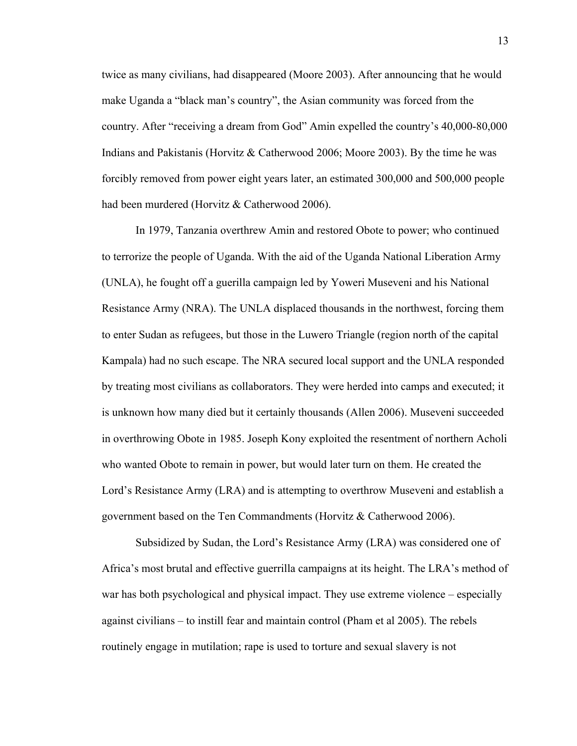twice as many civilians, had disappeared (Moore 2003). After announcing that he would make Uganda a "black man's country", the Asian community was forced from the country. After "receiving a dream from God" Amin expelled the country's 40,000-80,000 Indians and Pakistanis (Horvitz & Catherwood 2006; Moore 2003). By the time he was forcibly removed from power eight years later, an estimated 300,000 and 500,000 people had been murdered (Horvitz & Catherwood 2006).

In 1979, Tanzania overthrew Amin and restored Obote to power; who continued to terrorize the people of Uganda. With the aid of the Uganda National Liberation Army (UNLA), he fought off a guerilla campaign led by Yoweri Museveni and his National Resistance Army (NRA). The UNLA displaced thousands in the northwest, forcing them to enter Sudan as refugees, but those in the Luwero Triangle (region north of the capital Kampala) had no such escape. The NRA secured local support and the UNLA responded by treating most civilians as collaborators. They were herded into camps and executed; it is unknown how many died but it certainly thousands (Allen 2006). Museveni succeeded in overthrowing Obote in 1985. Joseph Kony exploited the resentment of northern Acholi who wanted Obote to remain in power, but would later turn on them. He created the Lord's Resistance Army (LRA) and is attempting to overthrow Museveni and establish a government based on the Ten Commandments (Horvitz & Catherwood 2006).

Subsidized by Sudan, the Lord's Resistance Army (LRA) was considered one of Africa's most brutal and effective guerrilla campaigns at its height. The LRA's method of war has both psychological and physical impact. They use extreme violence – especially against civilians – to instill fear and maintain control (Pham et al 2005). The rebels routinely engage in mutilation; rape is used to torture and sexual slavery is not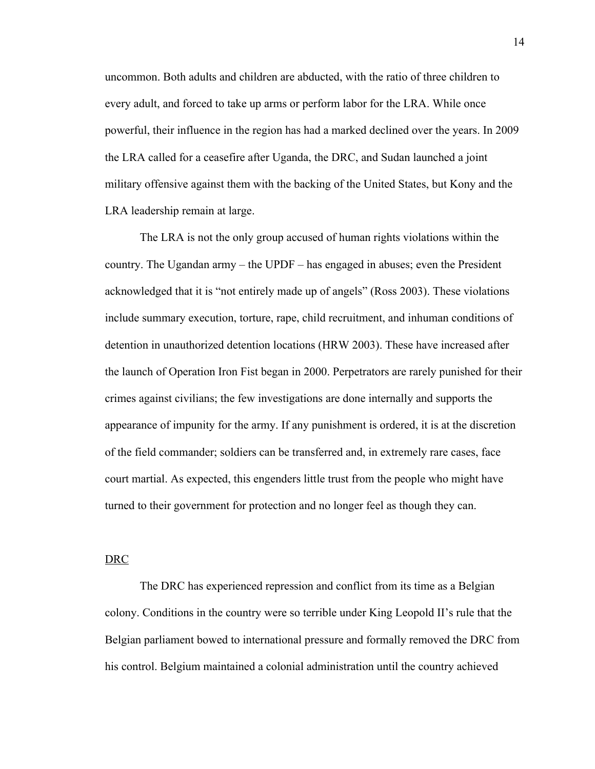uncommon. Both adults and children are abducted, with the ratio of three children to every adult, and forced to take up arms or perform labor for the LRA. While once powerful, their influence in the region has had a marked declined over the years. In 2009 the LRA called for a ceasefire after Uganda, the DRC, and Sudan launched a joint military offensive against them with the backing of the United States, but Kony and the LRA leadership remain at large.

The LRA is not the only group accused of human rights violations within the country. The Ugandan army – the UPDF – has engaged in abuses; even the President acknowledged that it is "not entirely made up of angels" (Ross 2003). These violations include summary execution, torture, rape, child recruitment, and inhuman conditions of detention in unauthorized detention locations (HRW 2003). These have increased after the launch of Operation Iron Fist began in 2000. Perpetrators are rarely punished for their crimes against civilians; the few investigations are done internally and supports the appearance of impunity for the army. If any punishment is ordered, it is at the discretion of the field commander; soldiers can be transferred and, in extremely rare cases, face court martial. As expected, this engenders little trust from the people who might have turned to their government for protection and no longer feel as though they can.

<u>DRC</u>

The DRC has experienced repression and conflict from its time as a Belgian colony. Conditions in the country were so terrible under King Leopold II's rule that the Belgian parliament bowed to international pressure and formally removed the DRC from his control. Belgium maintained a colonial administration until the country achieved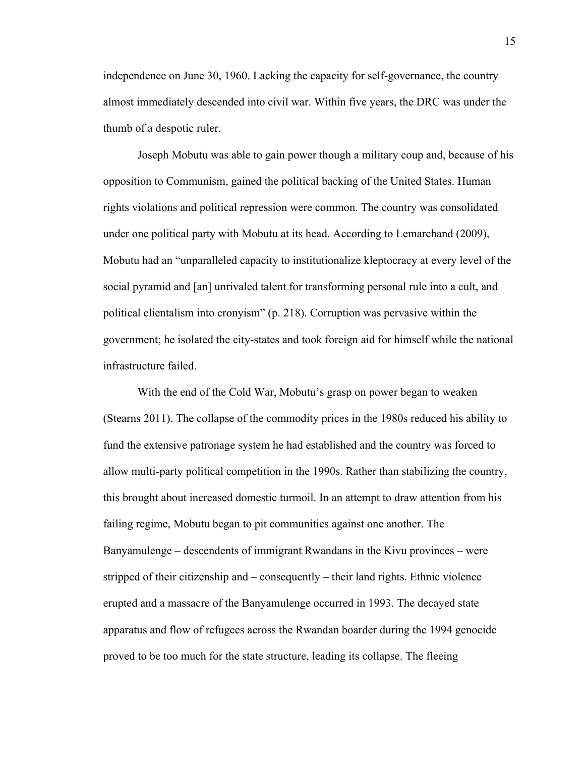independence on June 30, 1960. Lacking the capacity for self-governance, the country almost immediately descended into civil war. Within five years, the DRC was under the thumb of a despotic ruler.

Joseph Mobutu was able to gain power though a military coup and, because of his opposition to Communism, gained the political backing of the United States. Human rights violations and political repression were common. The country was consolidated under one political party with Mobutu at its head. According to Lemarchand (2009), Mobutu had an "unparalleled capacity to institutionalize kleptocracy at every level of the social pyramid and [an] unrivaled talent for transforming personal rule into a cult, and political clientalism into cronyism" (p. 218). Corruption was pervasive within the government; he isolated the city-states and took foreign aid for himself while the national infrastructure failed.

With the end of the Cold War, Mobutu's grasp on power began to weaken (Stearns 2011). The collapse of the commodity prices in the 1980s reduced his ability to fund the extensive patronage system he had established and the country was forced to allow multi-party political competition in the 1990s. Rather than stabilizing the country, this brought about increased domestic turmoil. In an attempt to draw attention from his failing regime, Mobutu began to pit communities against one another. The Banyamulenge – descendents of immigrant Rwandans in the Kivu provinces – were stripped of their citizenship and – consequently – their land rights. Ethnic violence erupted and a massacre of the Banyamulenge occurred in 1993. The decayed state apparatus and flow of refugees across the Rwandan boarder during the 1994 genocide proved to be too much for the state structure, leading its collapse. The fleeing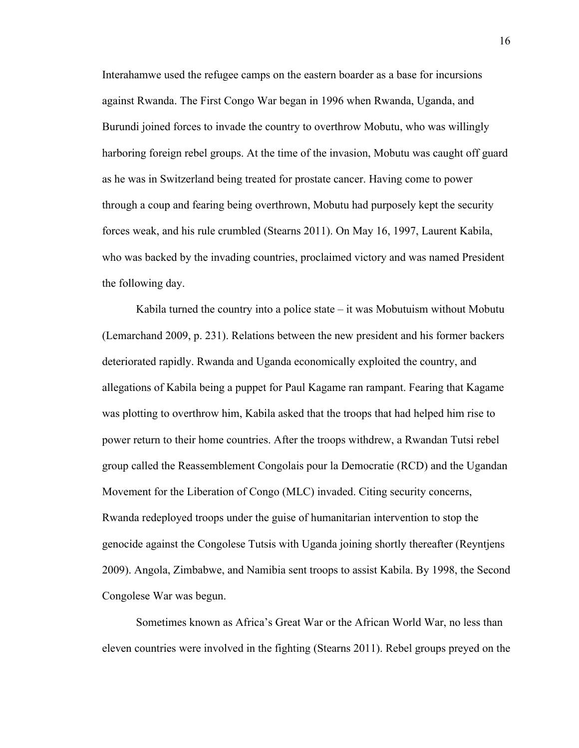Interahamwe used the refugee camps on the eastern boarder as a base for incursions against Rwanda. The First Congo War began in 1996 when Rwanda, Uganda, and Burundi joined forces to invade the country to overthrow Mobutu, who was willingly harboring foreign rebel groups. At the time of the invasion, Mobutu was caught off guard as he was in Switzerland being treated for prostate cancer. Having come to power through a coup and fearing being overthrown, Mobutu had purposely kept the security forces weak, and his rule crumbled (Stearns 2011). On May 16, 1997, Laurent Kabila, who was backed by the invading countries, proclaimed victory and was named President the following day.

Kabila turned the country into a police state – it was Mobutuism without Mobutu (Lemarchand 2009, p. 231). Relations between the new president and his former backers deteriorated rapidly. Rwanda and Uganda economically exploited the country, and allegations of Kabila being a puppet for Paul Kagame ran rampant. Fearing that Kagame was plotting to overthrow him, Kabila asked that the troops that had helped him rise to power return to their home countries. After the troops withdrew, a Rwandan Tutsi rebel group called the Reassemblement Congolais pour la Democratie (RCD) and the Ugandan Movement for the Liberation of Congo (MLC) invaded. Citing security concerns, Rwanda redeployed troops under the guise of humanitarian intervention to stop the genocide against the Congolese Tutsis with Uganda joining shortly thereafter (Reyntjens 2009). Angola, Zimbabwe, and Namibia sent troops to assist Kabila. By 1998, the Second Congolese War was begun.

Sometimes known as Africa's Great War or the African World War, no less than eleven countries were involved in the fighting (Stearns 2011). Rebel groups preyed on the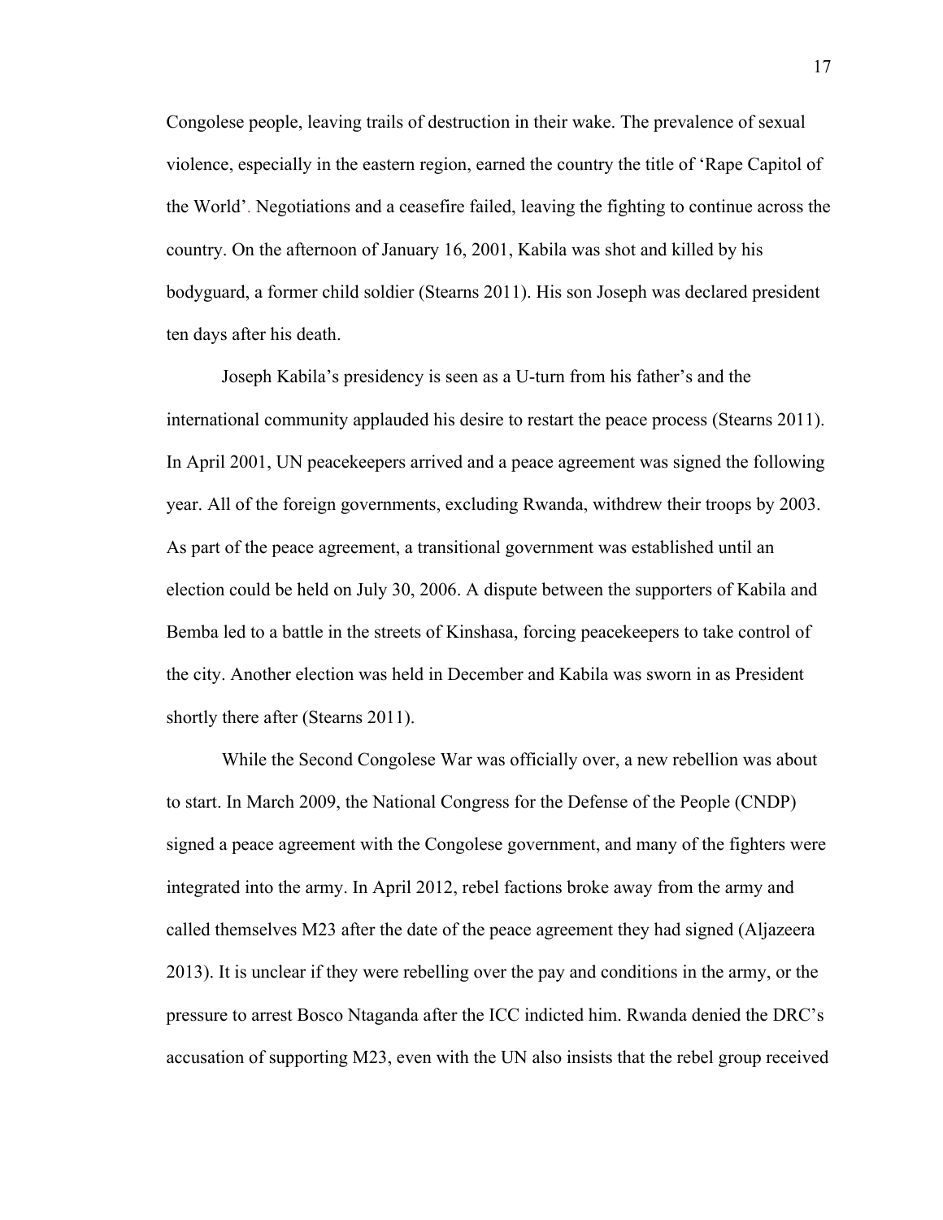Congolese people, leaving trails of destruction in their wake. The prevalence of sexual violence, especially in the eastern region, earned the country the title of 'Rape Capitol of the World'. Negotiations and a ceasefire failed, leaving the fighting to continue across the country. On the afternoon of January 16, 2001, Kabila was shot and killed by his bodyguard, a former child soldier (Stearns 2011). His son Joseph was declared president ten days after his death.

Joseph Kabila's presidency is seen as a U-turn from his father's and the international community applauded his desire to restart the peace process (Stearns 2011). In April 2001, UN peacekeepers arrived and a peace agreement was signed the following year. All of the foreign governments, excluding Rwanda, withdrew their troops by 2003. As part of the peace agreement, a transitional government was established until an election could be held on July 30, 2006. A dispute between the supporters of Kabila and Bemba led to a battle in the streets of Kinshasa, forcing peacekeepers to take control of the city. Another election was held in December and Kabila was sworn in as President shortly there after (Stearns 2011).

While the Second Congolese War was officially over, a new rebellion was about to start. In March 2009, the National Congress for the Defense of the People (CNDP) signed a peace agreement with the Congolese government, and many of the fighters were integrated into the army. In April 2012, rebel factions broke away from the army and called themselves M23 after the date of the peace agreement they had signed (Aljazeera 2013). It is unclear if they were rebelling over the pay and conditions in the army, or the pressure to arrest Bosco Ntaganda after the ICC indicted him. Rwanda denied the DRC's accusation of supporting M23, even with the UN also insists that the rebel group received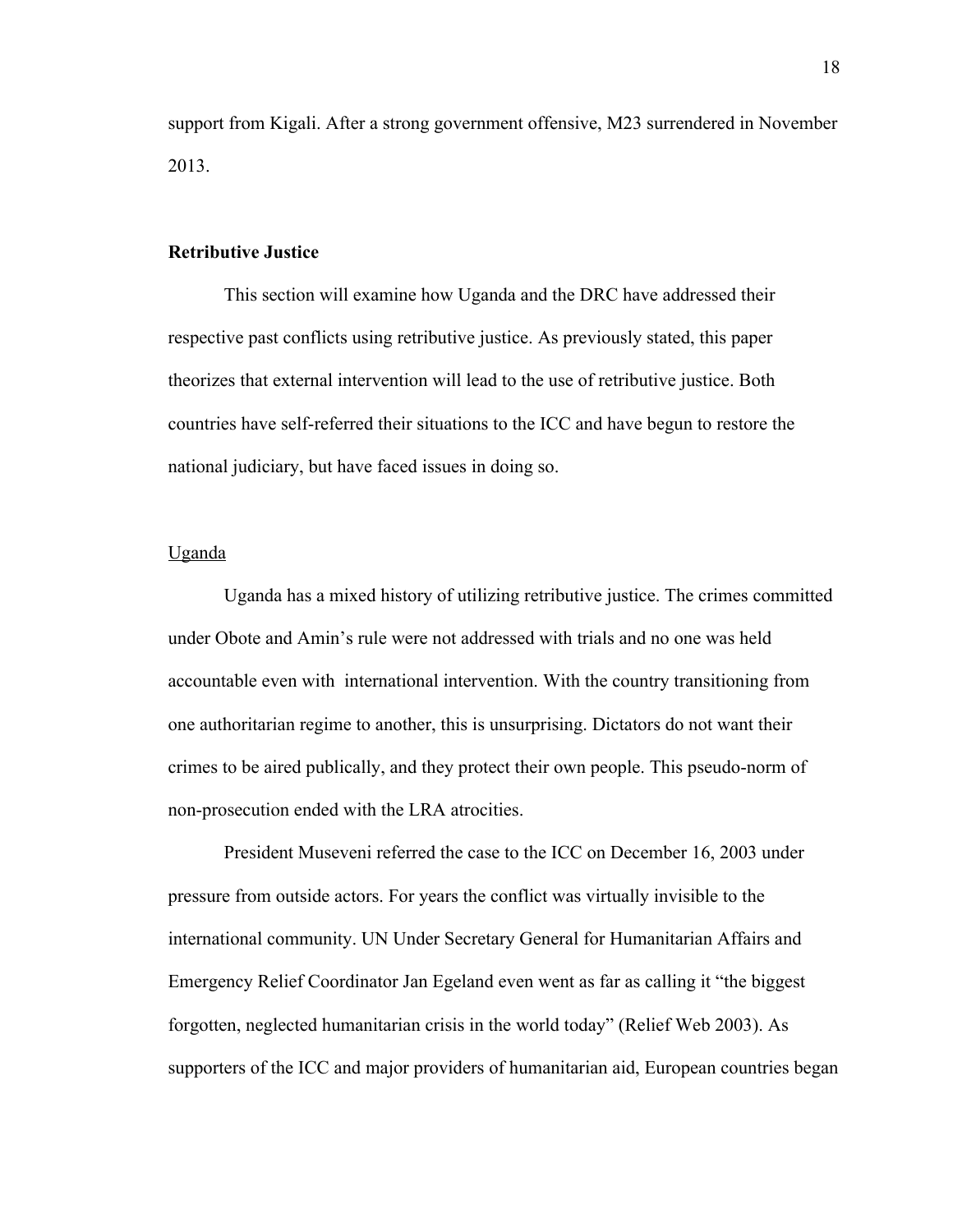support from Kigali. After a strong government offensive, M23 surrendered in November 2013.

## Retributive Justice

This section will examine how Uganda and the DRC have addressed their respective past conflicts using retributive justice. As previously stated, this paper theorizes that external intervention will lead to the use of retributive justice. Both countries have self-referred their situations to the ICC and have begun to restore the national judiciary, but have faced issues in doing so.

### Uganda

Uganda has a mixed history of utilizing retributive justice. The crimes committed under Obote and Amin's rule were not addressed with trials and no one was held accountable even with international intervention. With the country transitioning from one authoritarian regime to another, this is unsurprising. Dictators do not want their crimes to be aired publically, and they protect their own people. This pseudo-norm of non-prosecution ended with the LRA atrocities.

President Museveni referred the case to the ICC on December 16, 2003 under pressure from outside actors. For years the conflict was virtually invisible to the international community. UN Under Secretary General for Humanitarian Affairs and Emergency Relief Coordinator Jan Egeland even went as far as calling it "the biggest forgotten, neglected humanitarian crisis in the world today" (Relief Web 2003). As supporters of the ICC and major providers of humanitarian aid, European countries began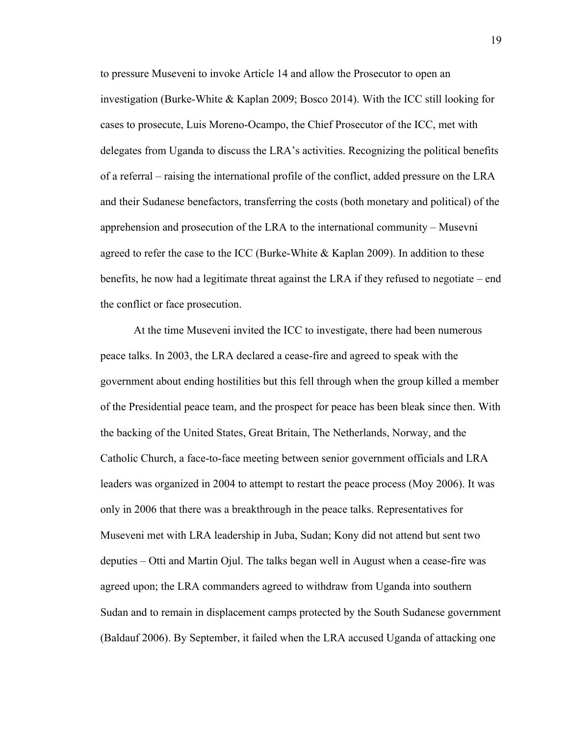to pressure Museveni to invoke Article 14 and allow the Prosecutor to open an investigation (Burke-White & Kaplan 2009; Bosco 2014). With the ICC still looking for cases to prosecute, Luis Moreno-Ocampo, the Chief Prosecutor of the ICC, met with delegates from Uganda to discuss the LRA's activities. Recognizing the political benefits of a referral – raising the international profile of the conflict, added pressure on the LRA and their Sudanese benefactors, transferring the costs (both monetary and political) of the apprehension and prosecution of the LRA to the international community – Musevni agreed to refer the case to the ICC (Burke-White & Kaplan 2009). In addition to these benefits, he now had a legitimate threat against the LRA if they refused to negotiate – end the conflict or face prosecution.

At the time Museveni invited the ICC to investigate, there had been numerous peace talks. In 2003, the LRA declared a cease-fire and agreed to speak with the government about ending hostilities but this fell through when the group killed a member of the Presidential peace team, and the prospect for peace has been bleak since then. With the backing of the United States, Great Britain, The Netherlands, Norway, and the Catholic Church, a face-to-face meeting between senior government officials and LRA leaders was organized in 2004 to attempt to restart the peace process (Moy 2006). It was only in 2006 that there was a breakthrough in the peace talks. Representatives for Museveni met with LRA leadership in Juba, Sudan; Kony did not attend but sent two deputies – Otti and Martin Ojul. The talks began well in August when a cease-fire was agreed upon; the LRA commanders agreed to withdraw from Uganda into southern Sudan and to remain in displacement camps protected by the South Sudanese government (Baldauf 2006). By September, it failed when the LRA accused Uganda of attacking one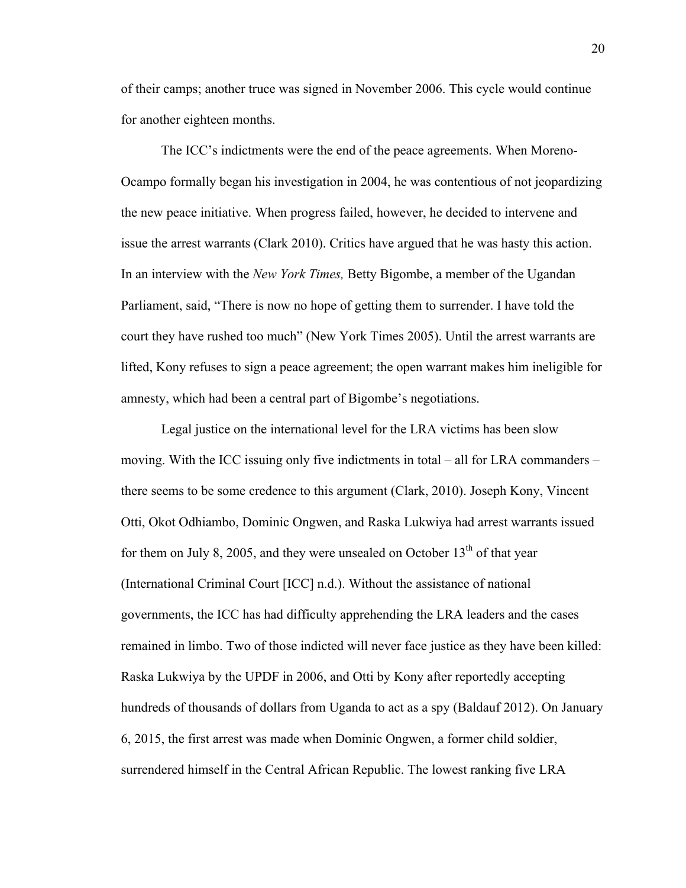of their camps; another truce was signed in November 2006. This cycle would continue for another eighteen months.

The ICC's indictments were the end of the peace agreements. When Moreno-Ocampo formally began his investigation in 2004, he was contentious of not jeopardizing the new peace initiative. When progress failed, however, he decided to intervene and issue the arrest warrants (Clark 2010). Critics have argued that he was hasty this action. In an interview with the *New York Times,* Betty Bigombe, a member of the Ugandan Parliament, said, "There is now no hope of getting them to surrender. I have told the court they have rushed too much" (New York Times 2005). Until the arrest warrants are lifted, Kony refuses to sign a peace agreement; the open warrant makes him ineligible for amnesty, which had been a central part of Bigombe's negotiations.

Legal justice on the international level for the LRA victims has been slow moving. With the ICC issuing only five indictments in total – all for LRA commanders – there seems to be some credence to this argument (Clark, 2010). Joseph Kony, Vincent Otti, Okot Odhiambo, Dominic Ongwen, and Raska Lukwiya had arrest warrants issued for them on July 8, 2005, and they were unsealed on October 13th of that year (International Criminal Court [ICC] n.d.). Without the assistance of national governments, the ICC has had difficulty apprehending the LRA leaders and the cases remained in limbo. Two of those indicted will never face justice as they have been killed: Raska Lukwiya by the UPDF in 2006, and Otti by Kony after reportedly accepting hundreds of thousands of dollars from Uganda to act as a spy (Baldauf 2012). On January 6, 2015, the first arrest was made when Dominic Ongwen, a former child soldier, surrendered himself in the Central African Republic. The lowest ranking five LRA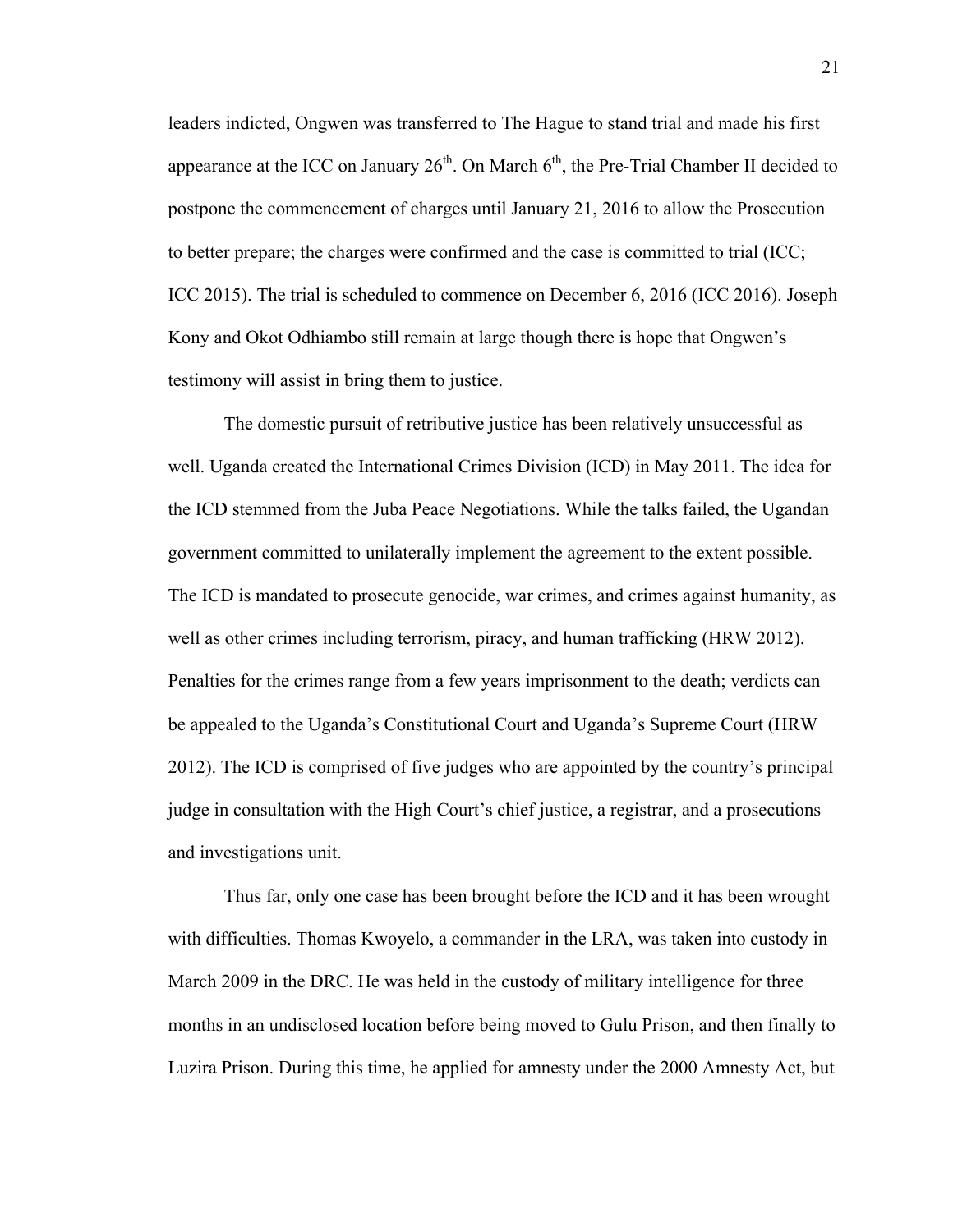leaders indicted, Ongwen was transferred to The Hague to stand trial and made his first appearance at the ICC on January 26th. On March 6th, the Pre-Trial Chamber II decided to postpone the commencement of charges until January 21, 2016 to allow the Prosecution to better prepare; the charges were confirmed and the case is committed to trial (ICC; ICC 2015). The trial is scheduled to commence on December 6, 2016 (ICC 2016). Joseph Kony and Okot Odhiambo still remain at large though there is hope that Ongwen's testimony will assist in bring them to justice.

The domestic pursuit of retributive justice has been relatively unsuccessful as well. Uganda created the International Crimes Division (ICD) in May 2011. The idea for the ICD stemmed from the Juba Peace Negotiations. While the talks failed, the Ugandan government committed to unilaterally implement the agreement to the extent possible. The ICD is mandated to prosecute genocide, war crimes, and crimes against humanity, as well as other crimes including terrorism, piracy, and human trafficking (HRW 2012). Penalties for the crimes range from a few years imprisonment to the death; verdicts can be appealed to the Uganda's Constitutional Court and Uganda's Supreme Court (HRW 2012). The ICD is comprised of five judges who are appointed by the country's principal judge in consultation with the High Court's chief justice, a registrar, and a prosecutions and investigations unit.

Thus far, only one case has been brought before the ICD and it has been wrought with difficulties. Thomas Kwoyelo, a commander in the LRA, was taken into custody in March 2009 in the DRC. He was held in the custody of military intelligence for three months in an undisclosed location before being moved to Gulu Prison, and then finally to Luzira Prison. During this time, he applied for amnesty under the 2000 Amnesty Act, but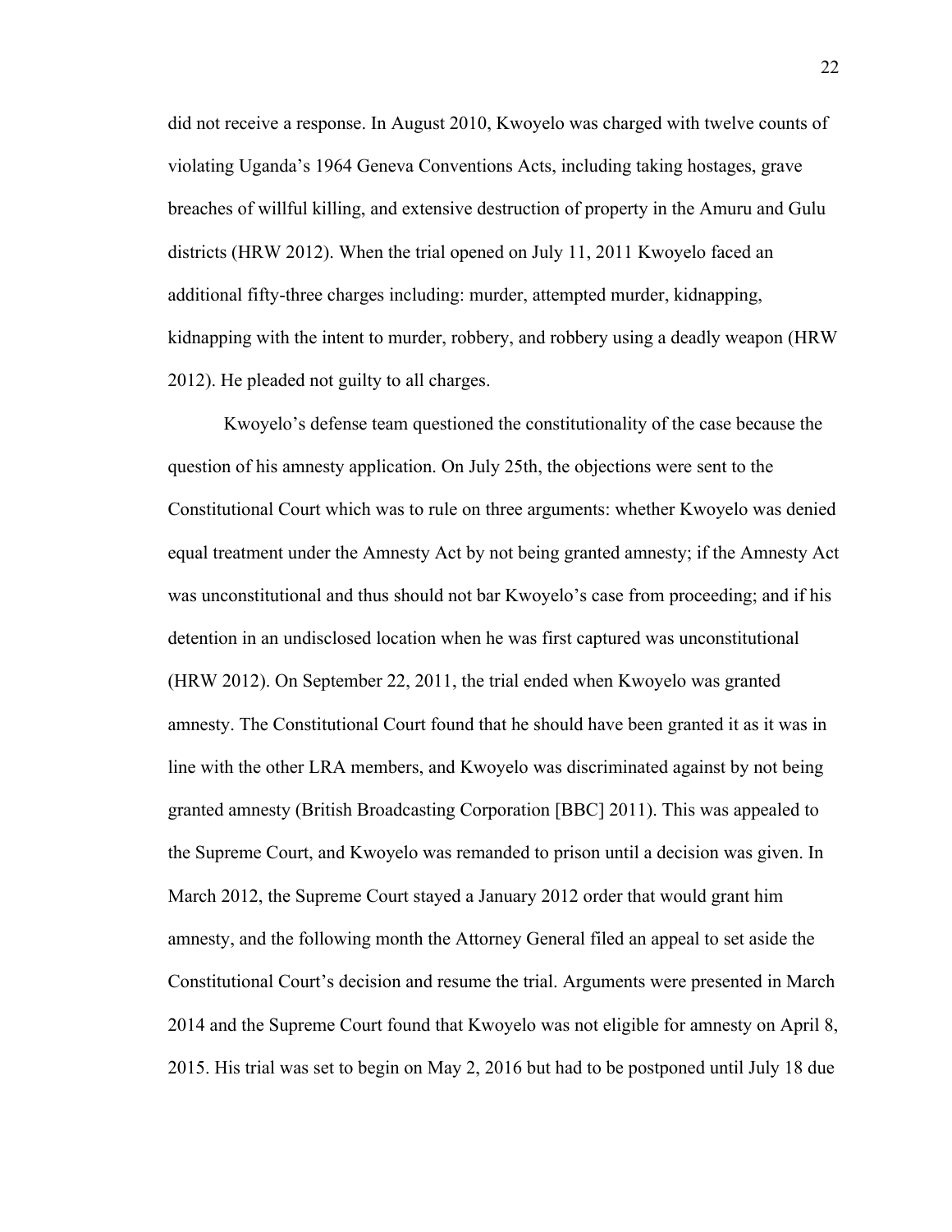did not receive a response. In August 2010, Kwoyelo was charged with twelve counts of violating Uganda's 1964 Geneva Conventions Acts, including taking hostages, grave breaches of willful killing, and extensive destruction of property in the Amuru and Gulu districts (HRW 2012). When the trial opened on July 11, 2011 Kwoyelo faced an additional fifty-three charges including: murder, attempted murder, kidnapping, kidnapping with the intent to murder, robbery, and robbery using a deadly weapon (HRW 2012). He pleaded not guilty to all charges.

Kwoyelo's defense team questioned the constitutionality of the case because the question of his amnesty application. On July 25th, the objections were sent to the Constitutional Court which was to rule on three arguments: whether Kwoyelo was denied equal treatment under the Amnesty Act by not being granted amnesty; if the Amnesty Act was unconstitutional and thus should not bar Kwoyelo's case from proceeding; and if his detention in an undisclosed location when he was first captured was unconstitutional (HRW 2012). On September 22, 2011, the trial ended when Kwoyelo was granted amnesty. The Constitutional Court found that he should have been granted it as it was in line with the other LRA members, and Kwoyelo was discriminated against by not being granted amnesty (British Broadcasting Corporation [BBC] 2011). This was appealed to the Supreme Court, and Kwoyelo was remanded to prison until a decision was given. In March 2012, the Supreme Court stayed a January 2012 order that would grant him amnesty, and the following month the Attorney General filed an appeal to set aside the Constitutional Court's decision and resume the trial. Arguments were presented in March 2014 and the Supreme Court found that Kwoyelo was not eligible for amnesty on April 8, 2015. His trial was set to begin on May 2, 2016 but had to be postponed until July 18 due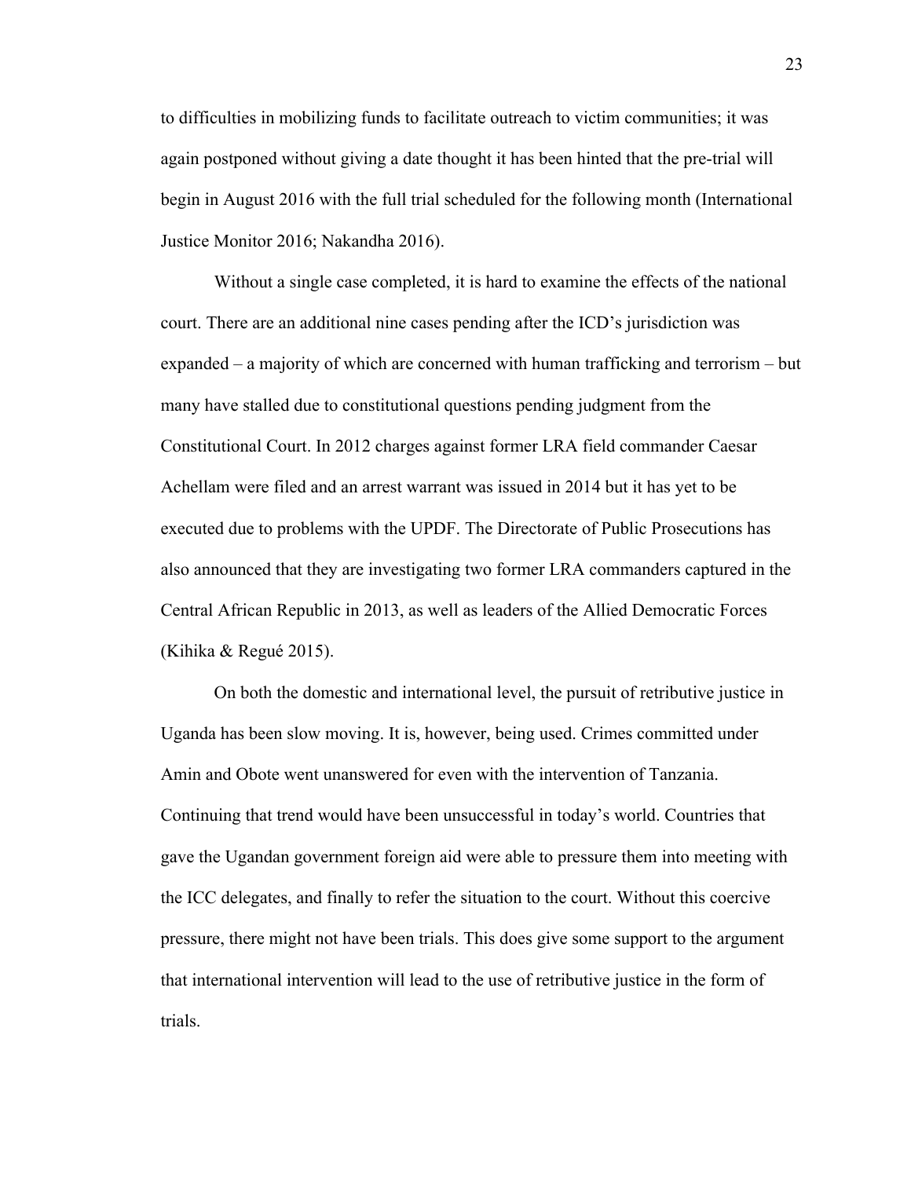to difficulties in mobilizing funds to facilitate outreach to victim communities; it was again postponed without giving a date thought it has been hinted that the pre-trial will begin in August 2016 with the full trial scheduled for the following month (International Justice Monitor 2016; Nakandha 2016).

Without a single case completed, it is hard to examine the effects of the national court. There are an additional nine cases pending after the ICD's jurisdiction was expanded – a majority of which are concerned with human trafficking and terrorism – but many have stalled due to constitutional questions pending judgment from the Constitutional Court. In 2012 charges against former LRA field commander Caesar Achellam were filed and an arrest warrant was issued in 2014 but it has yet to be executed due to problems with the UPDF. The Directorate of Public Prosecutions has also announced that they are investigating two former LRA commanders captured in the Central African Republic in 2013, as well as leaders of the Allied Democratic Forces (Kihika & Regué 2015).

On both the domestic and international level, the pursuit of retributive justice in Uganda has been slow moving. It is, however, being used. Crimes committed under Amin and Obote went unanswered for even with the intervention of Tanzania. Continuing that trend would have been unsuccessful in today's world. Countries that gave the Ugandan government foreign aid were able to pressure them into meeting with the ICC delegates, and finally to refer the situation to the court. Without this coercive pressure, there might not have been trials. This does give some support to the argument that international intervention will lead to the use of retributive justice in the form of trials.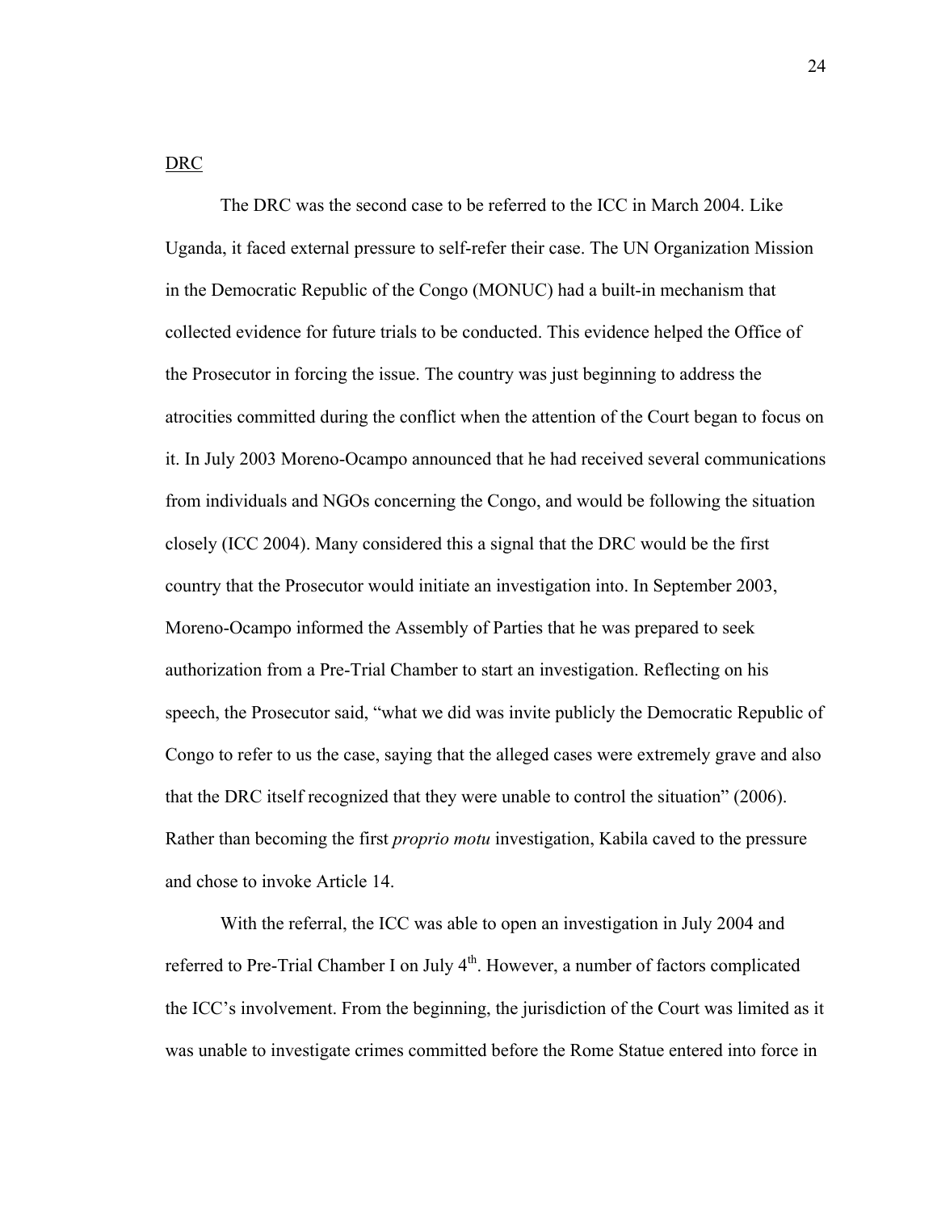<u>DRC</u>

The DRC was the second case to be referred to the ICC in March 2004. Like Uganda, it faced external pressure to self-refer their case. The UN Organization Mission in the Democratic Republic of the Congo (MONUC) had a built-in mechanism that collected evidence for future trials to be conducted. This evidence helped the Office of the Prosecutor in forcing the issue. The country was just beginning to address the atrocities committed during the conflict when the attention of the Court began to focus on it. In July 2003 Moreno-Ocampo announced that he had received several communications from individuals and NGOs concerning the Congo, and would be following the situation closely (ICC 2004). Many considered this a signal that the DRC would be the first country that the Prosecutor would initiate an investigation into. In September 2003, Moreno-Ocampo informed the Assembly of Parties that he was prepared to seek authorization from a Pre-Trial Chamber to start an investigation. Reflecting on his speech, the Prosecutor said, "what we did was invite publicly the Democratic Republic of Congo to refer to us the case, saying that the alleged cases were extremely grave and also that the DRC itself recognized that they were unable to control the situation" (2006). Rather than becoming the first *proprio motu* investigation, Kabila caved to the pressure and chose to invoke Article 14.

With the referral, the ICC was able to open an investigation in July 2004 and referred to Pre-Trial Chamber I on July 4th. However, a number of factors complicated the ICC's involvement. From the beginning, the jurisdiction of the Court was limited as it was unable to investigate crimes committed before the Rome Statue entered into force in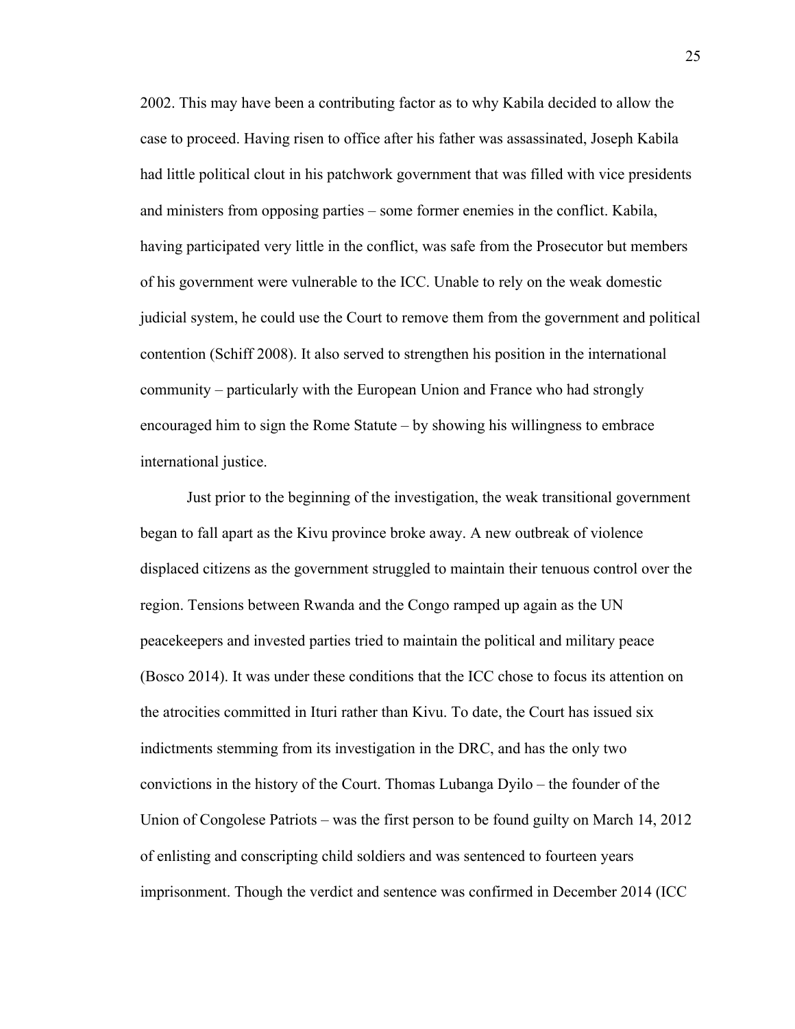2002. This may have been a contributing factor as to why Kabila decided to allow the case to proceed. Having risen to office after his father was assassinated, Joseph Kabila had little political clout in his patchwork government that was filled with vice presidents and ministers from opposing parties – some former enemies in the conflict. Kabila, having participated very little in the conflict, was safe from the Prosecutor but members of his government were vulnerable to the ICC. Unable to rely on the weak domestic judicial system, he could use the Court to remove them from the government and political contention (Schiff 2008). It also served to strengthen his position in the international community – particularly with the European Union and France who had strongly encouraged him to sign the Rome Statute – by showing his willingness to embrace international justice.

Just prior to the beginning of the investigation, the weak transitional government began to fall apart as the Kivu province broke away. A new outbreak of violence displaced citizens as the government struggled to maintain their tenuous control over the region. Tensions between Rwanda and the Congo ramped up again as the UN peacekeepers and invested parties tried to maintain the political and military peace (Bosco 2014). It was under these conditions that the ICC chose to focus its attention on the atrocities committed in Ituri rather than Kivu. To date, the Court has issued six indictments stemming from its investigation in the DRC, and has the only two convictions in the history of the Court. Thomas Lubanga Dyilo – the founder of the Union of Congolese Patriots – was the first person to be found guilty on March 14, 2012 of enlisting and conscripting child soldiers and was sentenced to fourteen years imprisonment. Though the verdict and sentence was confirmed in December 2014 (ICC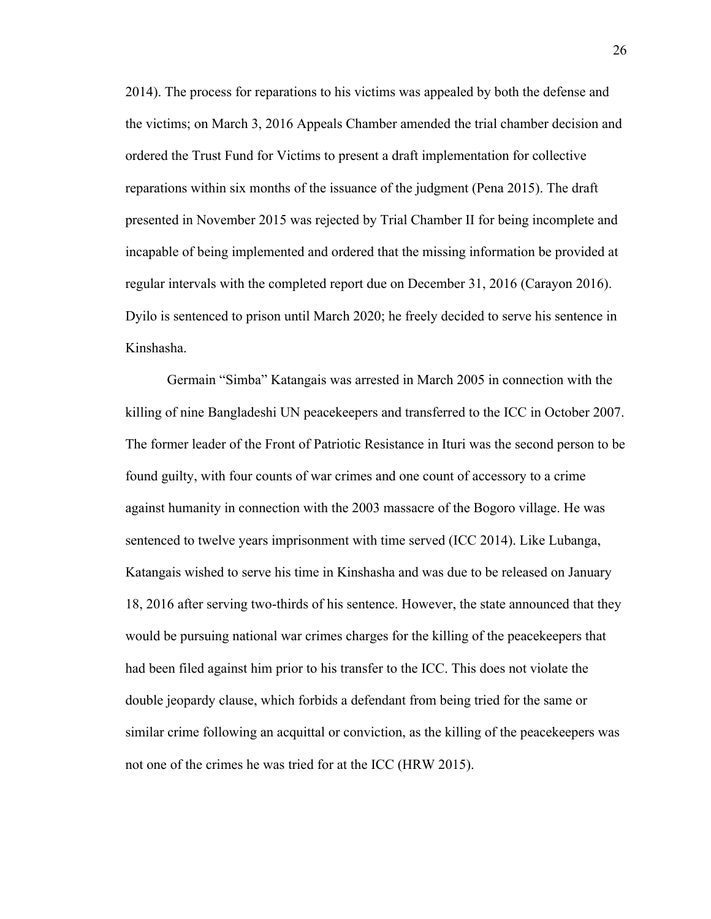2014). The process for reparations to his victims was appealed by both the defense and the victims; on March 3, 2016 Appeals Chamber amended the trial chamber decision and ordered the Trust Fund for Victims to present a draft implementation for collective reparations within six months of the issuance of the judgment (Pena 2015). The draft presented in November 2015 was rejected by Trial Chamber II for being incomplete and incapable of being implemented and ordered that the missing information be provided at regular intervals with the completed report due on December 31, 2016 (Carayon 2016). Dyilo is sentenced to prison until March 2020; he freely decided to serve his sentence in Kinshasha.

Germain "Simba" Katangais was arrested in March 2005 in connection with the killing of nine Bangladeshi UN peacekeepers and transferred to the ICC in October 2007. The former leader of the Front of Patriotic Resistance in Ituri was the second person to be found guilty, with four counts of war crimes and one count of accessory to a crime against humanity in connection with the 2003 massacre of the Bogoro village. He was sentenced to twelve years imprisonment with time served (ICC 2014). Like Lubanga, Katangais wished to serve his time in Kinshasha and was due to be released on January 18, 2016 after serving two-thirds of his sentence. However, the state announced that they would be pursuing national war crimes charges for the killing of the peacekeepers that had been filed against him prior to his transfer to the ICC. This does not violate the double jeopardy clause, which forbids a defendant from being tried for the same or similar crime following an acquittal or conviction, as the killing of the peacekeepers was not one of the crimes he was tried for at the ICC (HRW 2015).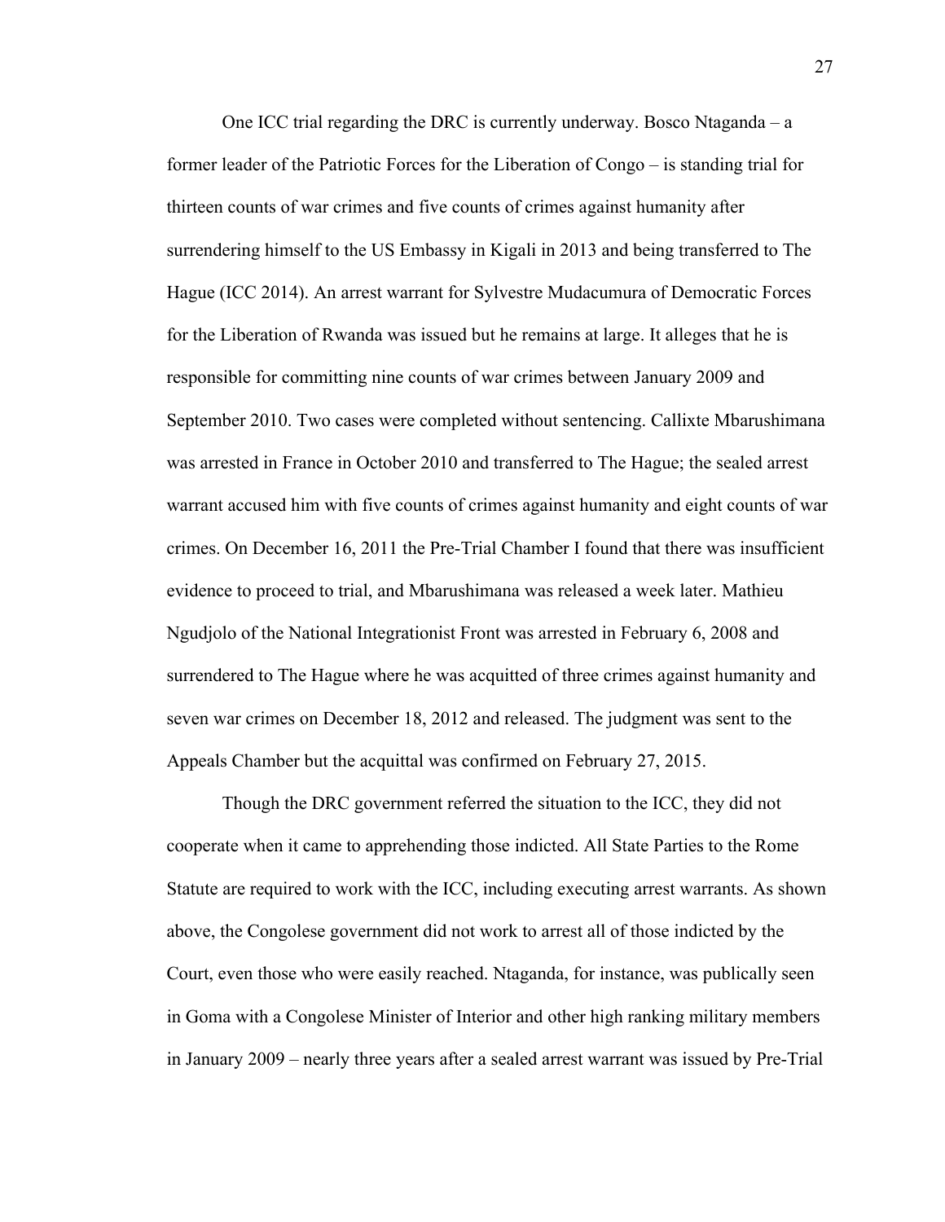One ICC trial regarding the DRC is currently underway. Bosco Ntaganda – a former leader of the Patriotic Forces for the Liberation of Congo – is standing trial for thirteen counts of war crimes and five counts of crimes against humanity after surrendering himself to the US Embassy in Kigali in 2013 and being transferred to The Hague (ICC 2014). An arrest warrant for Sylvestre Mudacumura of Democratic Forces for the Liberation of Rwanda was issued but he remains at large. It alleges that he is responsible for committing nine counts of war crimes between January 2009 and September 2010. Two cases were completed without sentencing. Callixte Mbarushimana was arrested in France in October 2010 and transferred to The Hague; the sealed arrest warrant accused him with five counts of crimes against humanity and eight counts of war crimes. On December 16, 2011 the Pre-Trial Chamber I found that there was insufficient evidence to proceed to trial, and Mbarushimana was released a week later. Mathieu Ngudjolo of the National Integrationist Front was arrested in February 6, 2008 and surrendered to The Hague where he was acquitted of three crimes against humanity and seven war crimes on December 18, 2012 and released. The judgment was sent to the Appeals Chamber but the acquittal was confirmed on February 27, 2015.

Though the DRC government referred the situation to the ICC, they did not cooperate when it came to apprehending those indicted. All State Parties to the Rome Statute are required to work with the ICC, including executing arrest warrants. As shown above, the Congolese government did not work to arrest all of those indicted by the Court, even those who were easily reached. Ntaganda, for instance, was publically seen in Goma with a Congolese Minister of Interior and other high ranking military members in January 2009 – nearly three years after a sealed arrest warrant was issued by Pre-Trial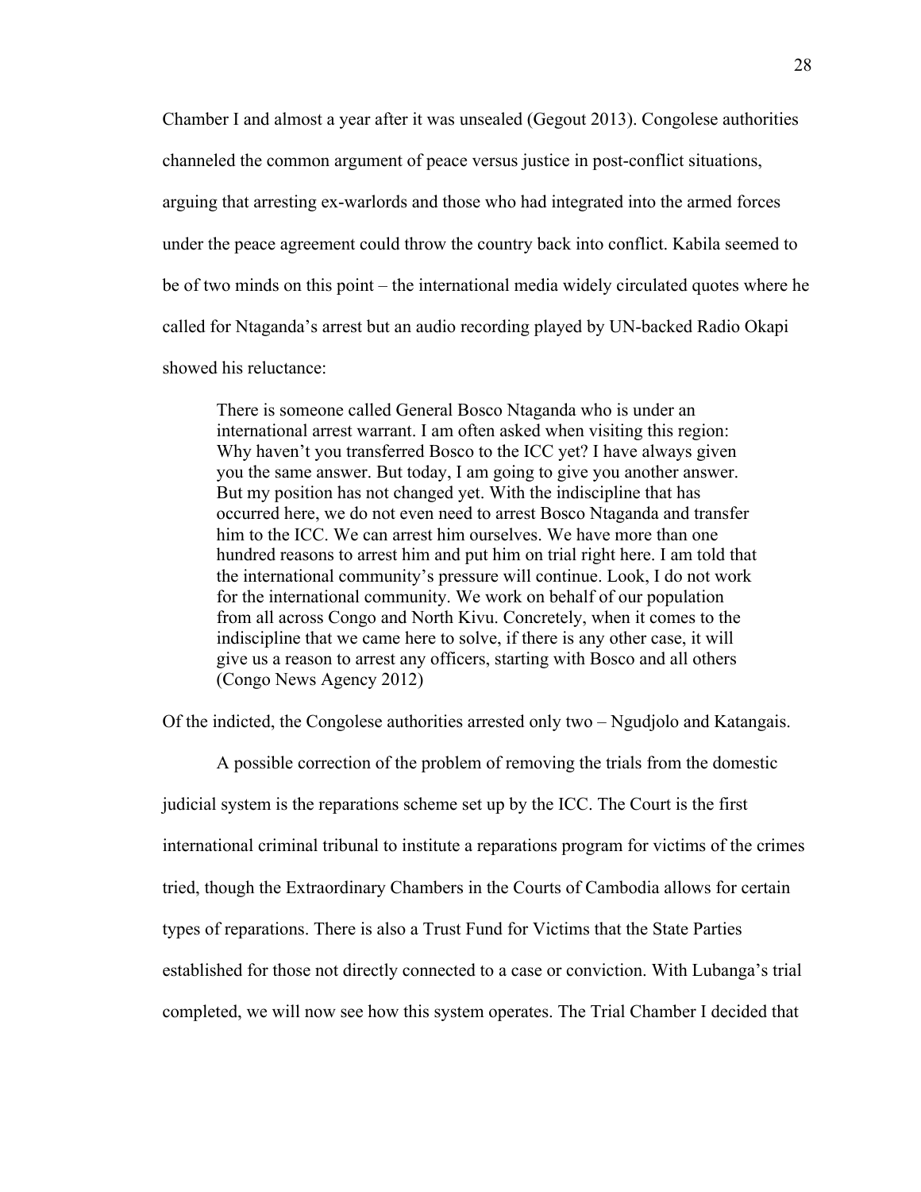Chamber I and almost a year after it was unsealed (Gegout 2013). Congolese authorities channeled the common argument of peace versus justice in post-conflict situations, arguing that arresting ex-warlords and those who had integrated into the armed forces under the peace agreement could throw the country back into conflict. Kabila seemed to be of two minds on this point – the international media widely circulated quotes where he called for Ntaganda's arrest but an audio recording played by UN-backed Radio Okapi showed his reluctance:

> There is someone called General Bosco Ntaganda who is under an international arrest warrant. I am often asked when visiting this region: Why haven't you transferred Bosco to the ICC yet? I have always given you the same answer. But today, I am going to give you another answer. But my position has not changed yet. With the indiscipline that has occurred here, we do not even need to arrest Bosco Ntaganda and transfer him to the ICC. We can arrest him ourselves. We have more than one hundred reasons to arrest him and put him on trial right here. I am told that the international community's pressure will continue. Look, I do not work for the international community. We work on behalf of our population from all across Congo and North Kivu. Concretely, when it comes to the indiscipline that we came here to solve, if there is any other case, it will give us a reason to arrest any officers, starting with Bosco and all others (Congo News Agency 2012)

Of the indicted, the Congolese authorities arrested only two – Ngudjolo and Katangais.

A possible correction of the problem of removing the trials from the domestic judicial system is the reparations scheme set up by the ICC. The Court is the first international criminal tribunal to institute a reparations program for victims of the crimes tried, though the Extraordinary Chambers in the Courts of Cambodia allows for certain types of reparations. There is also a Trust Fund for Victims that the State Parties established for those not directly connected to a case or conviction. With Lubanga's trial completed, we will now see how this system operates. The Trial Chamber I decided that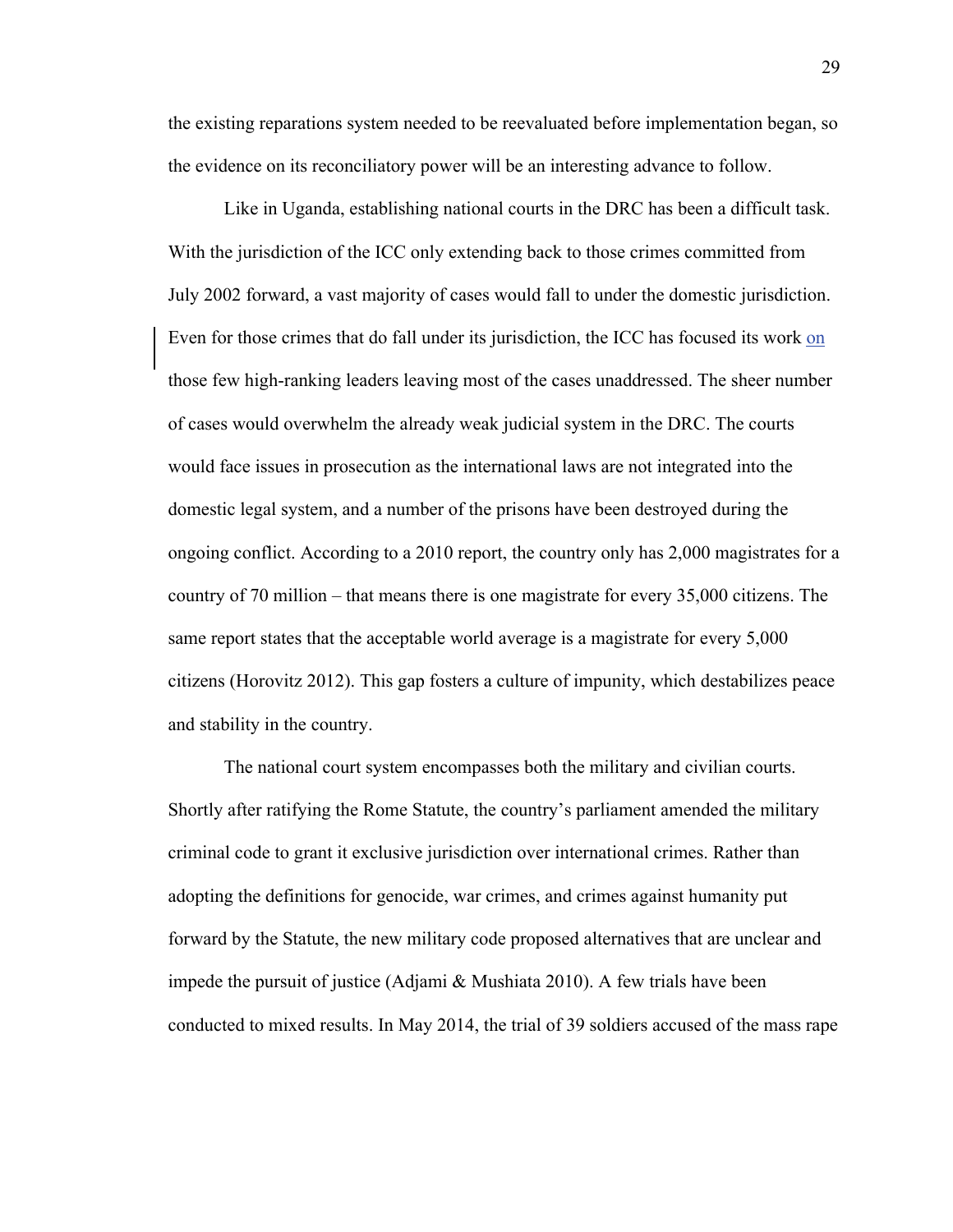the existing reparations system needed to be reevaluated before implementation began, so the evidence on its reconciliatory power will be an interesting advance to follow.

Like in Uganda, establishing national courts in the DRC has been a difficult task. With the jurisdiction of the ICC only extending back to those crimes committed from July 2002 forward, a vast majority of cases would fall to under the domestic jurisdiction. Even for those crimes that do fall under its jurisdiction, the ICC has focused its work on those few high-ranking leaders leaving most of the cases unaddressed. The sheer number of cases would overwhelm the already weak judicial system in the DRC. The courts would face issues in prosecution as the international laws are not integrated into the domestic legal system, and a number of the prisons have been destroyed during the ongoing conflict. According to a 2010 report, the country only has 2,000 magistrates for a country of 70 million – that means there is one magistrate for every 35,000 citizens. The same report states that the acceptable world average is a magistrate for every 5,000 citizens (Horovitz 2012). This gap fosters a culture of impunity, which destabilizes peace and stability in the country.

The national court system encompasses both the military and civilian courts. Shortly after ratifying the Rome Statute, the country's parliament amended the military criminal code to grant it exclusive jurisdiction over international crimes. Rather than adopting the definitions for genocide, war crimes, and crimes against humanity put forward by the Statute, the new military code proposed alternatives that are unclear and impede the pursuit of justice (Adjami & Mushiata 2010). A few trials have been conducted to mixed results. In May 2014, the trial of 39 soldiers accused of the mass rape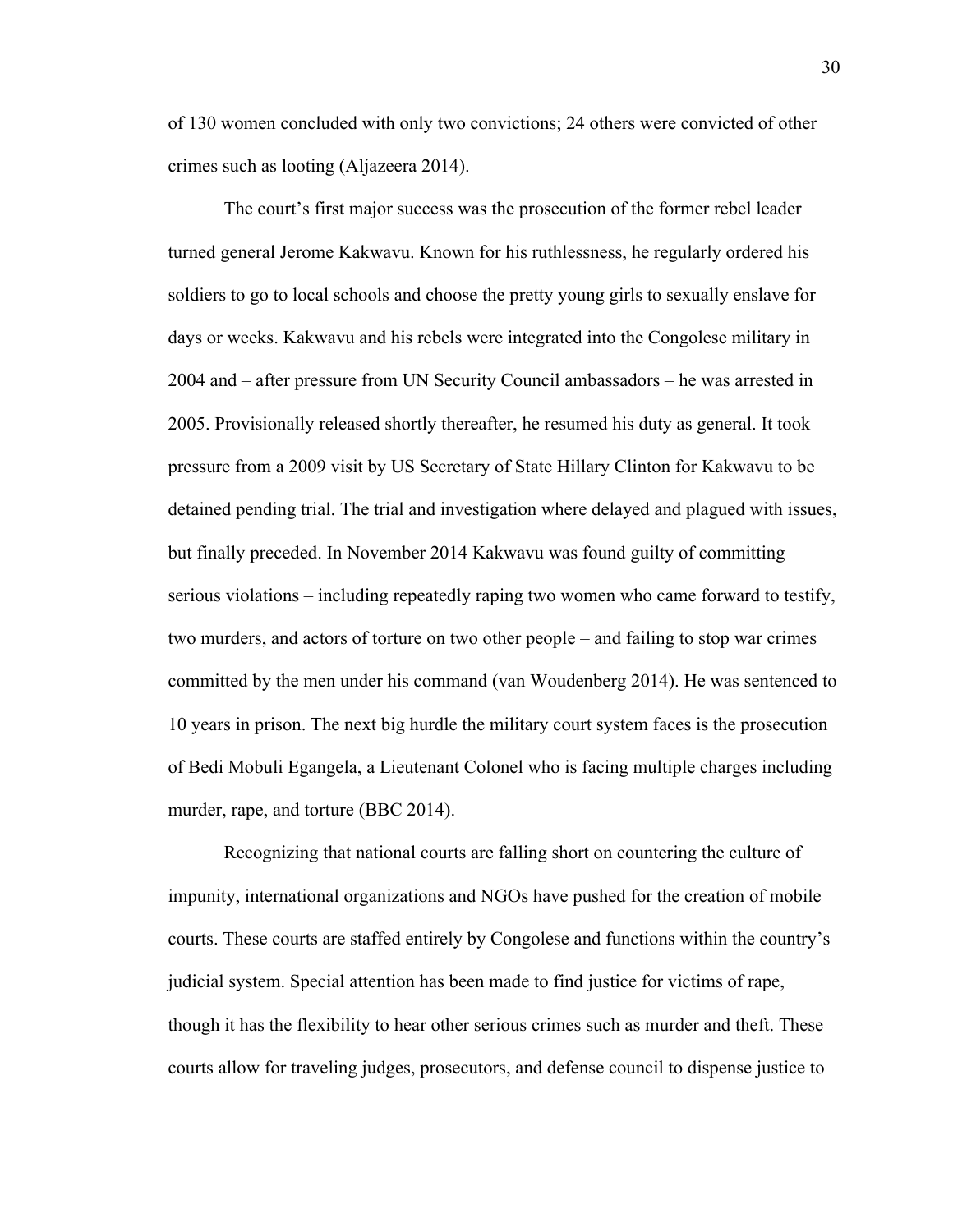of 130 women concluded with only two convictions; 24 others were convicted of other crimes such as looting (Aljazeera 2014).

The court's first major success was the prosecution of the former rebel leader turned general Jerome Kakwavu. Known for his ruthlessness, he regularly ordered his soldiers to go to local schools and choose the pretty young girls to sexually enslave for days or weeks. Kakwavu and his rebels were integrated into the Congolese military in 2004 and – after pressure from UN Security Council ambassadors – he was arrested in 2005. Provisionally released shortly thereafter, he resumed his duty as general. It took pressure from a 2009 visit by US Secretary of State Hillary Clinton for Kakwavu to be detained pending trial. The trial and investigation where delayed and plagued with issues, but finally preceded. In November 2014 Kakwavu was found guilty of committing serious violations – including repeatedly raping two women who came forward to testify, two murders, and actors of torture on two other people – and failing to stop war crimes committed by the men under his command (van Woudenberg 2014). He was sentenced to 10 years in prison. The next big hurdle the military court system faces is the prosecution of Bedi Mobuli Egangela, a Lieutenant Colonel who is facing multiple charges including murder, rape, and torture (BBC 2014).

Recognizing that national courts are falling short on countering the culture of impunity, international organizations and NGOs have pushed for the creation of mobile courts. These courts are staffed entirely by Congolese and functions within the country's judicial system. Special attention has been made to find justice for victims of rape, though it has the flexibility to hear other serious crimes such as murder and theft. These courts allow for traveling judges, prosecutors, and defense council to dispense justice to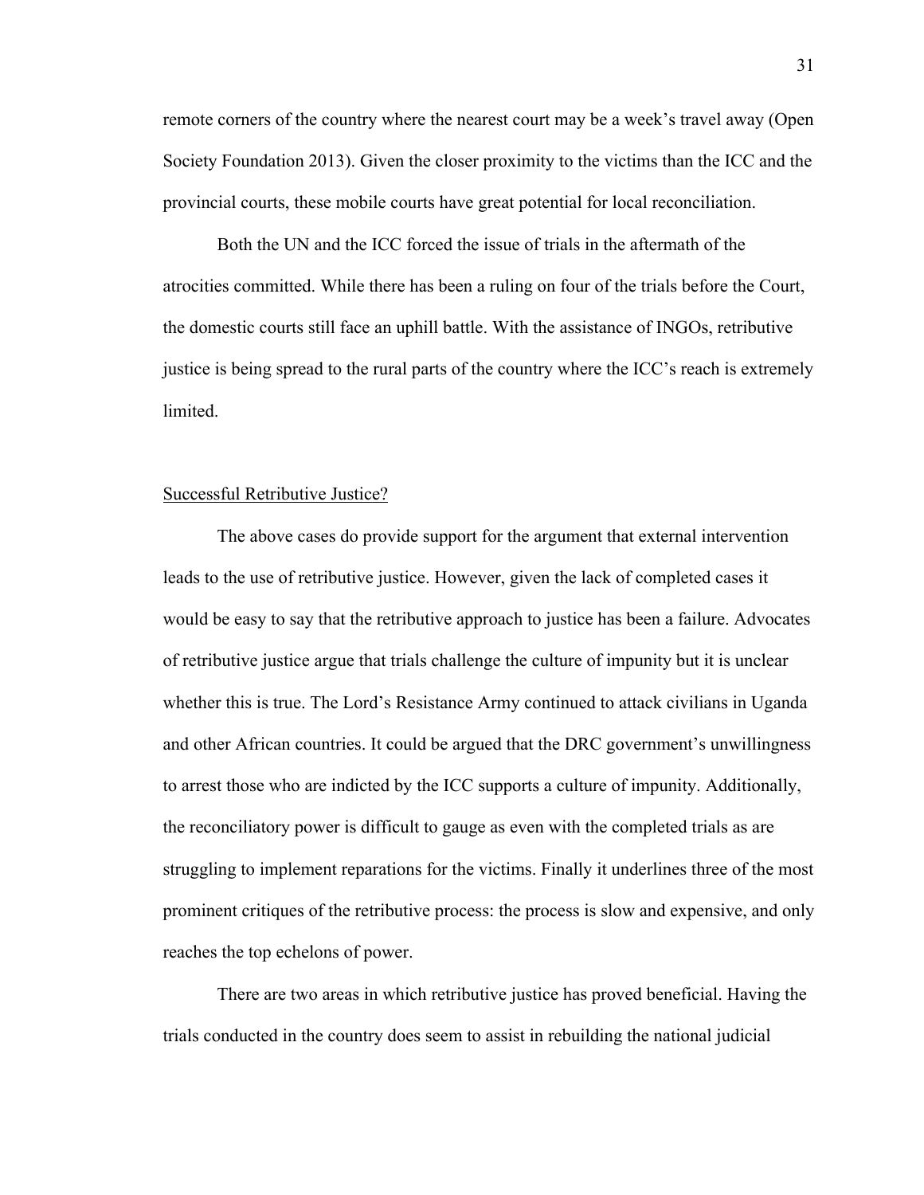remote corners of the country where the nearest court may be a week's travel away (Open Society Foundation 2013). Given the closer proximity to the victims than the ICC and the provincial courts, these mobile courts have great potential for local reconciliation.

Both the UN and the ICC forced the issue of trials in the aftermath of the atrocities committed. While there has been a ruling on four of the trials before the Court, the domestic courts still face an uphill battle. With the assistance of INGOs, retributive justice is being spread to the rural parts of the country where the ICC's reach is extremely limited.

<u>Successful Retributive Justice?</u>

The above cases do provide support for the argument that external intervention leads to the use of retributive justice. However, given the lack of completed cases it would be easy to say that the retributive approach to justice has been a failure. Advocates of retributive justice argue that trials challenge the culture of impunity but it is unclear whether this is true. The Lord's Resistance Army continued to attack civilians in Uganda and other African countries. It could be argued that the DRC government's unwillingness to arrest those who are indicted by the ICC supports a culture of impunity. Additionally, the reconciliatory power is difficult to gauge as even with the completed trials as are struggling to implement reparations for the victims. Finally it underlines three of the most prominent critiques of the retributive process: the process is slow and expensive, and only reaches the top echelons of power.

There are two areas in which retributive justice has proved beneficial. Having the trials conducted in the country does seem to assist in rebuilding the national judicial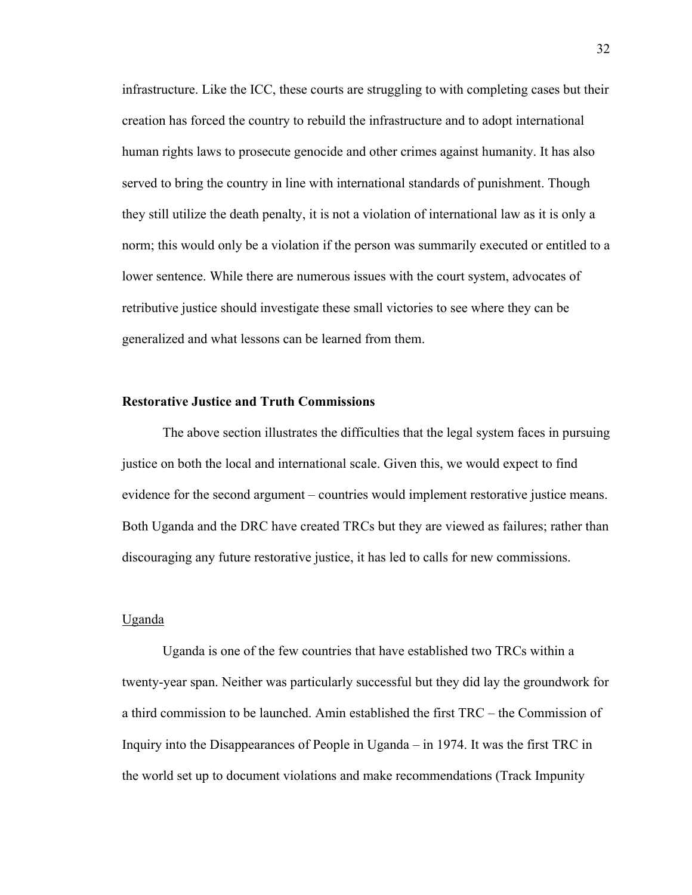infrastructure. Like the ICC, these courts are struggling to with completing cases but their creation has forced the country to rebuild the infrastructure and to adopt international human rights laws to prosecute genocide and other crimes against humanity. It has also served to bring the country in line with international standards of punishment. Though they still utilize the death penalty, it is not a violation of international law as it is only a norm; this would only be a violation if the person was summarily executed or entitled to a lower sentence. While there are numerous issues with the court system, advocates of retributive justice should investigate these small victories to see where they can be generalized and what lessons can be learned from them.

**Restorative Justice and Truth Commissions**

The above section illustrates the difficulties that the legal system faces in pursuing justice on both the local and international scale. Given this, we would expect to find evidence for the second argument – countries would implement restorative justice means. Both Uganda and the DRC have created TRCs but they are viewed as failures; rather than discouraging any future restorative justice, it has led to calls for new commissions.

<u>Uganda</u>

Uganda is one of the few countries that have established two TRCs within a twenty-year span. Neither was particularly successful but they did lay the groundwork for a third commission to be launched. Amin established the first TRC – the Commission of Inquiry into the Disappearances of People in Uganda – in 1974. It was the first TRC in the world set up to document violations and make recommendations (Track Impunity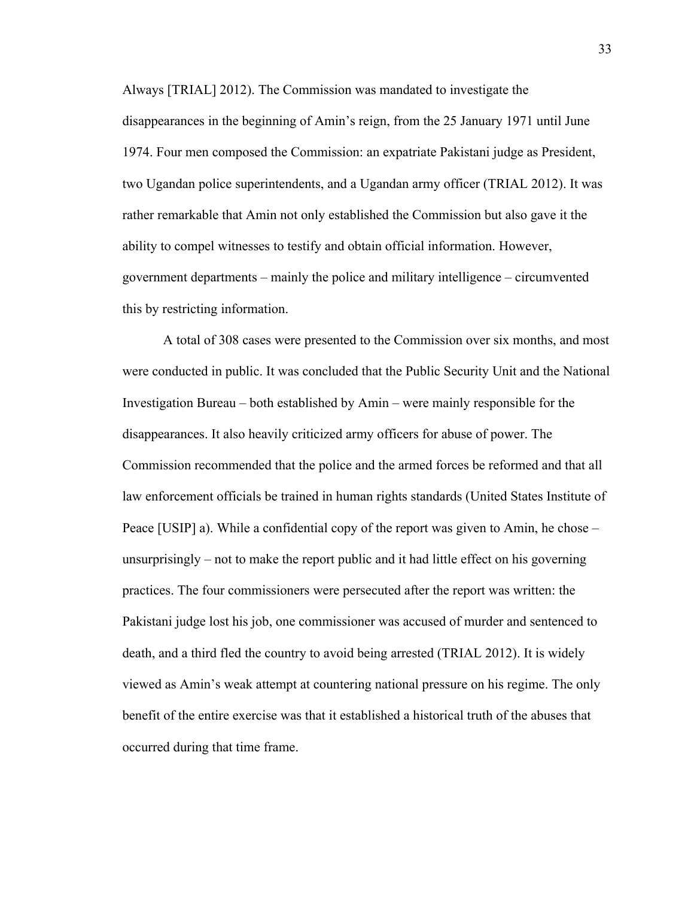Always [TRIAL] 2012). The Commission was mandated to investigate the disappearances in the beginning of Amin's reign, from the 25 January 1971 until June 1974. Four men composed the Commission: an expatriate Pakistani judge as President, two Ugandan police superintendents, and a Ugandan army officer (TRIAL 2012). It was rather remarkable that Amin not only established the Commission but also gave it the ability to compel witnesses to testify and obtain official information. However, government departments – mainly the police and military intelligence – circumvented this by restricting information.

A total of 308 cases were presented to the Commission over six months, and most were conducted in public. It was concluded that the Public Security Unit and the National Investigation Bureau – both established by Amin – were mainly responsible for the disappearances. It also heavily criticized army officers for abuse of power. The Commission recommended that the police and the armed forces be reformed and that all law enforcement officials be trained in human rights standards (United States Institute of Peace [USIP] a). While a confidential copy of the report was given to Amin, he chose – unsurprisingly – not to make the report public and it had little effect on his governing practices. The four commissioners were persecuted after the report was written: the Pakistani judge lost his job, one commissioner was accused of murder and sentenced to death, and a third fled the country to avoid being arrested (TRIAL 2012). It is widely viewed as Amin's weak attempt at countering national pressure on his regime. The only benefit of the entire exercise was that it established a historical truth of the abuses that occurred during that time frame.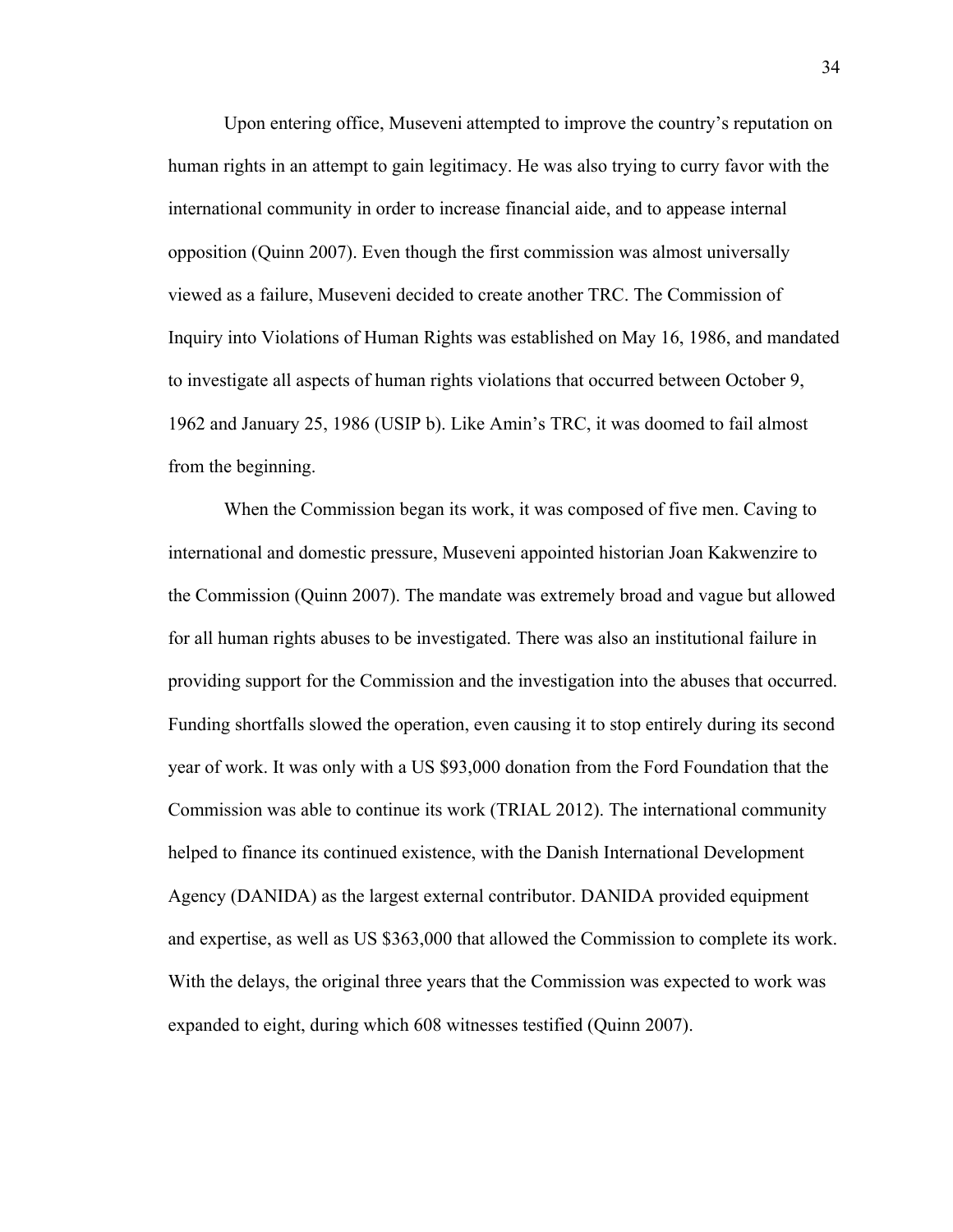Upon entering office, Museveni attempted to improve the country's reputation on human rights in an attempt to gain legitimacy. He was also trying to curry favor with the international community in order to increase financial aide, and to appease internal opposition (Quinn 2007). Even though the first commission was almost universally viewed as a failure, Museveni decided to create another TRC. The Commission of Inquiry into Violations of Human Rights was established on May 16, 1986, and mandated to investigate all aspects of human rights violations that occurred between October 9, 1962 and January 25, 1986 (USIP b). Like Amin's TRC, it was doomed to fail almost from the beginning.

When the Commission began its work, it was composed of five men. Caving to international and domestic pressure, Museveni appointed historian Joan Kakwenzire to the Commission (Quinn 2007). The mandate was extremely broad and vague but allowed for all human rights abuses to be investigated. There was also an institutional failure in providing support for the Commission and the investigation into the abuses that occurred. Funding shortfalls slowed the operation, even causing it to stop entirely during its second year of work. It was only with a US $93,000 donation from the Ford Foundation that the Commission was able to continue its work (TRIAL 2012). The international community helped to finance its continued existence, with the Danish International Development Agency (DANIDA) as the largest external contributor. DANIDA provided equipment and expertise, as well as US $363,000 that allowed the Commission to complete its work. With the delays, the original three years that the Commission was expected to work was expanded to eight, during which 608 witnesses testified (Quinn 2007).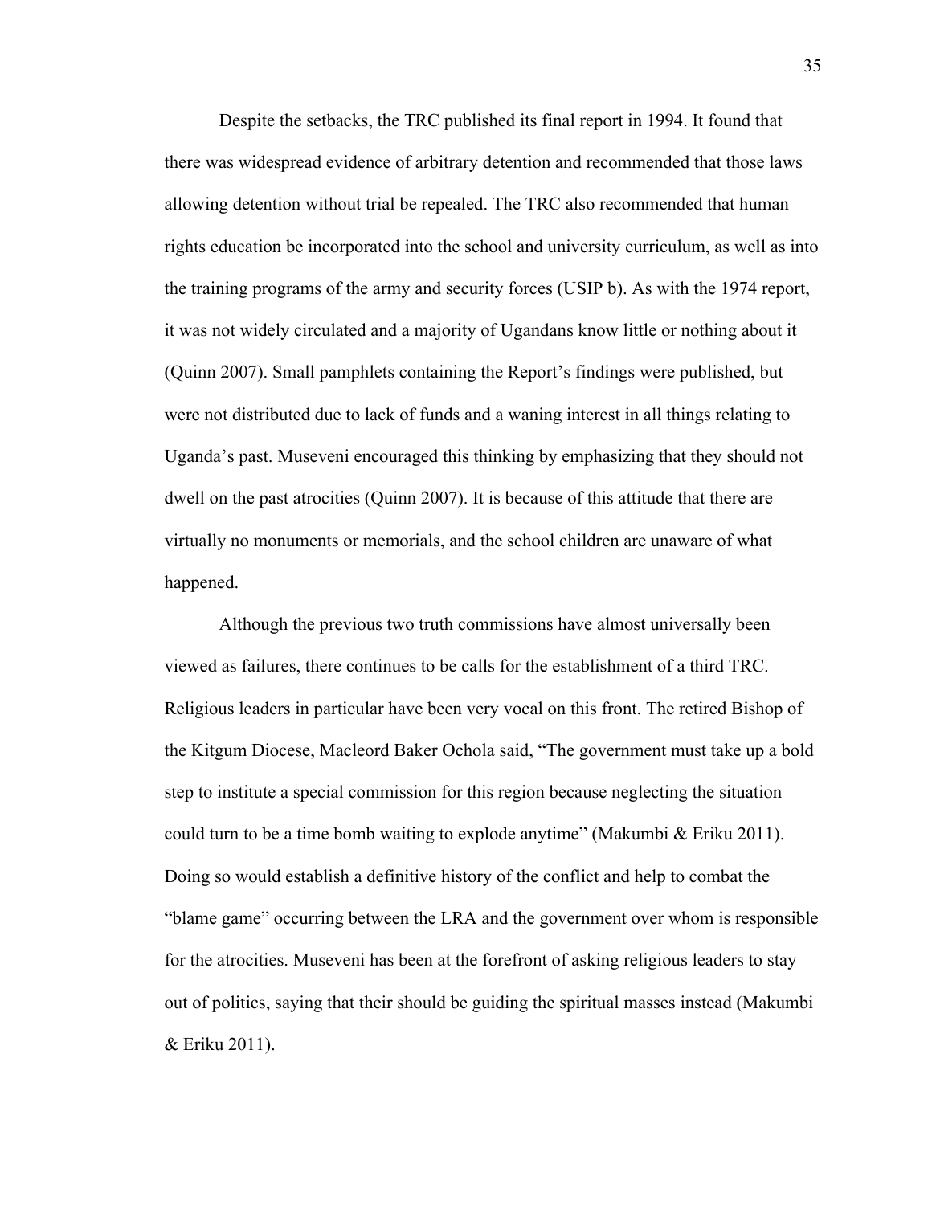Despite the setbacks, the TRC published its final report in 1994. It found that there was widespread evidence of arbitrary detention and recommended that those laws allowing detention without trial be repealed. The TRC also recommended that human rights education be incorporated into the school and university curriculum, as well as into the training programs of the army and security forces (USIP b). As with the 1974 report, it was not widely circulated and a majority of Ugandans know little or nothing about it (Quinn 2007). Small pamphlets containing the Report's findings were published, but were not distributed due to lack of funds and a waning interest in all things relating to Uganda's past. Museveni encouraged this thinking by emphasizing that they should not dwell on the past atrocities (Quinn 2007). It is because of this attitude that there are virtually no monuments or memorials, and the school children are unaware of what happened.

Although the previous two truth commissions have almost universally been viewed as failures, there continues to be calls for the establishment of a third TRC. Religious leaders in particular have been very vocal on this front. The retired Bishop of the Kitgum Diocese, Macleord Baker Ochola said, "The government must take up a bold step to institute a special commission for this region because neglecting the situation could turn to be a time bomb waiting to explode anytime" (Makumbi & Eriku 2011). Doing so would establish a definitive history of the conflict and help to combat the "blame game" occurring between the LRA and the government over whom is responsible for the atrocities. Museveni has been at the forefront of asking religious leaders to stay out of politics, saying that their should be guiding the spiritual masses instead (Makumbi & Eriku 2011).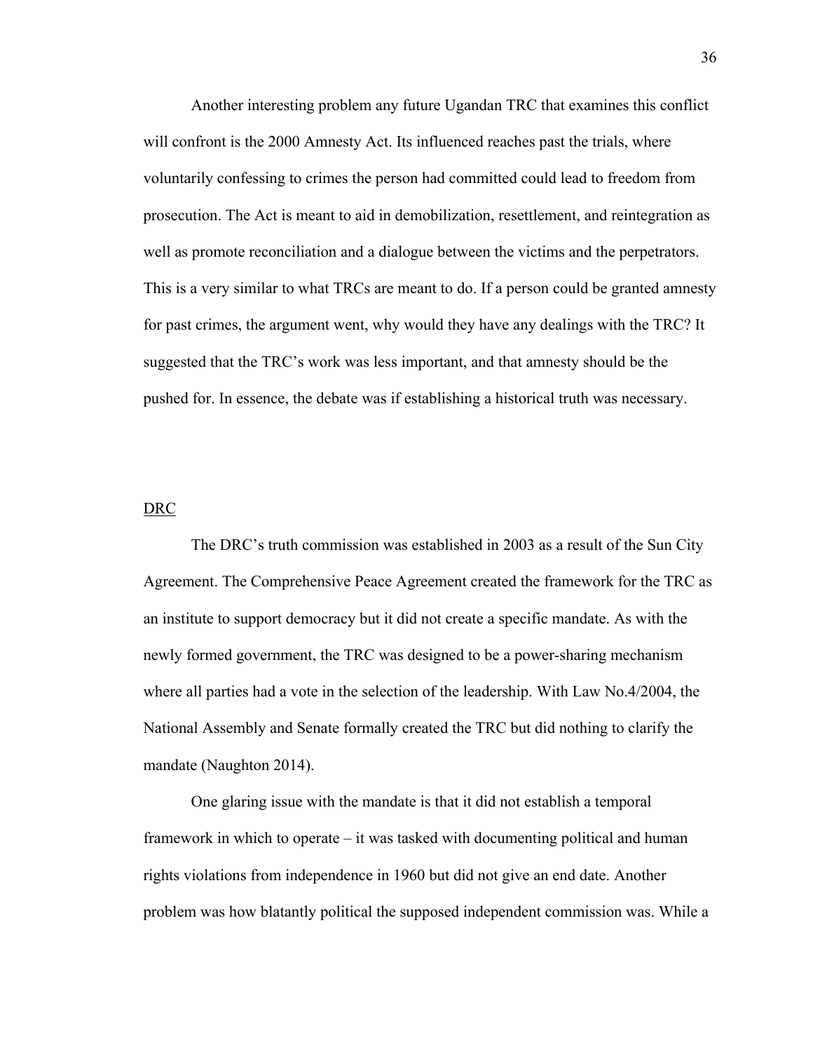Another interesting problem any future Ugandan TRC that examines this conflict will confront is the 2000 Amnesty Act. Its influenced reaches past the trials, where voluntarily confessing to crimes the person had committed could lead to freedom from prosecution. The Act is meant to aid in demobilization, resettlement, and reintegration as well as promote reconciliation and a dialogue between the victims and the perpetrators. This is a very similar to what TRCs are meant to do. If a person could be granted amnesty for past crimes, the argument went, why would they have any dealings with the TRC? It suggested that the TRC's work was less important, and that amnesty should be the pushed for. In essence, the debate was if establishing a historical truth was necessary.

<u>DRC</u>

The DRC's truth commission was established in 2003 as a result of the Sun City Agreement. The Comprehensive Peace Agreement created the framework for the TRC as an institute to support democracy but it did not create a specific mandate. As with the newly formed government, the TRC was designed to be a power-sharing mechanism where all parties had a vote in the selection of the leadership. With Law No.4/2004, the National Assembly and Senate formally created the TRC but did nothing to clarify the mandate (Naughton 2014).

One glaring issue with the mandate is that it did not establish a temporal framework in which to operate – it was tasked with documenting political and human rights violations from independence in 1960 but did not give an end date. Another problem was how blatantly political the supposed independent commission was. While a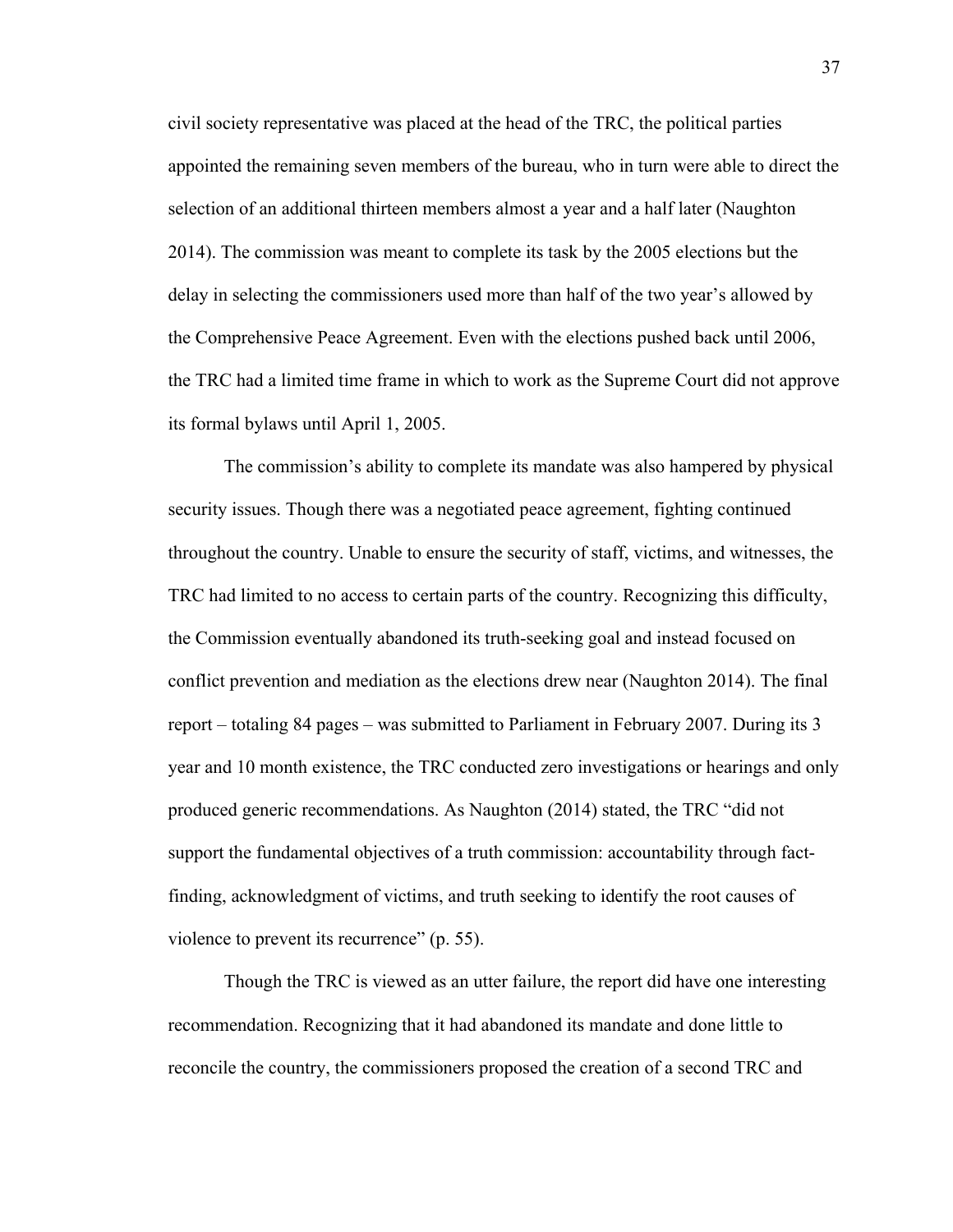civil society representative was placed at the head of the TRC, the political parties appointed the remaining seven members of the bureau, who in turn were able to direct the selection of an additional thirteen members almost a year and a half later (Naughton 2014). The commission was meant to complete its task by the 2005 elections but the delay in selecting the commissioners used more than half of the two year's allowed by the Comprehensive Peace Agreement. Even with the elections pushed back until 2006, the TRC had a limited time frame in which to work as the Supreme Court did not approve its formal bylaws until April 1, 2005.

The commission's ability to complete its mandate was also hampered by physical security issues. Though there was a negotiated peace agreement, fighting continued throughout the country. Unable to ensure the security of staff, victims, and witnesses, the TRC had limited to no access to certain parts of the country. Recognizing this difficulty, the Commission eventually abandoned its truth-seeking goal and instead focused on conflict prevention and mediation as the elections drew near (Naughton 2014). The final report – totaling 84 pages – was submitted to Parliament in February 2007. During its 3 year and 10 month existence, the TRC conducted zero investigations or hearings and only produced generic recommendations. As Naughton (2014) stated, the TRC "did not support the fundamental objectives of a truth commission: accountability through fact-finding, acknowledgment of victims, and truth seeking to identify the root causes of violence to prevent its recurrence" (p. 55).

Though the TRC is viewed as an utter failure, the report did have one interesting recommendation. Recognizing that it had abandoned its mandate and done little to reconcile the country, the commissioners proposed the creation of a second TRC and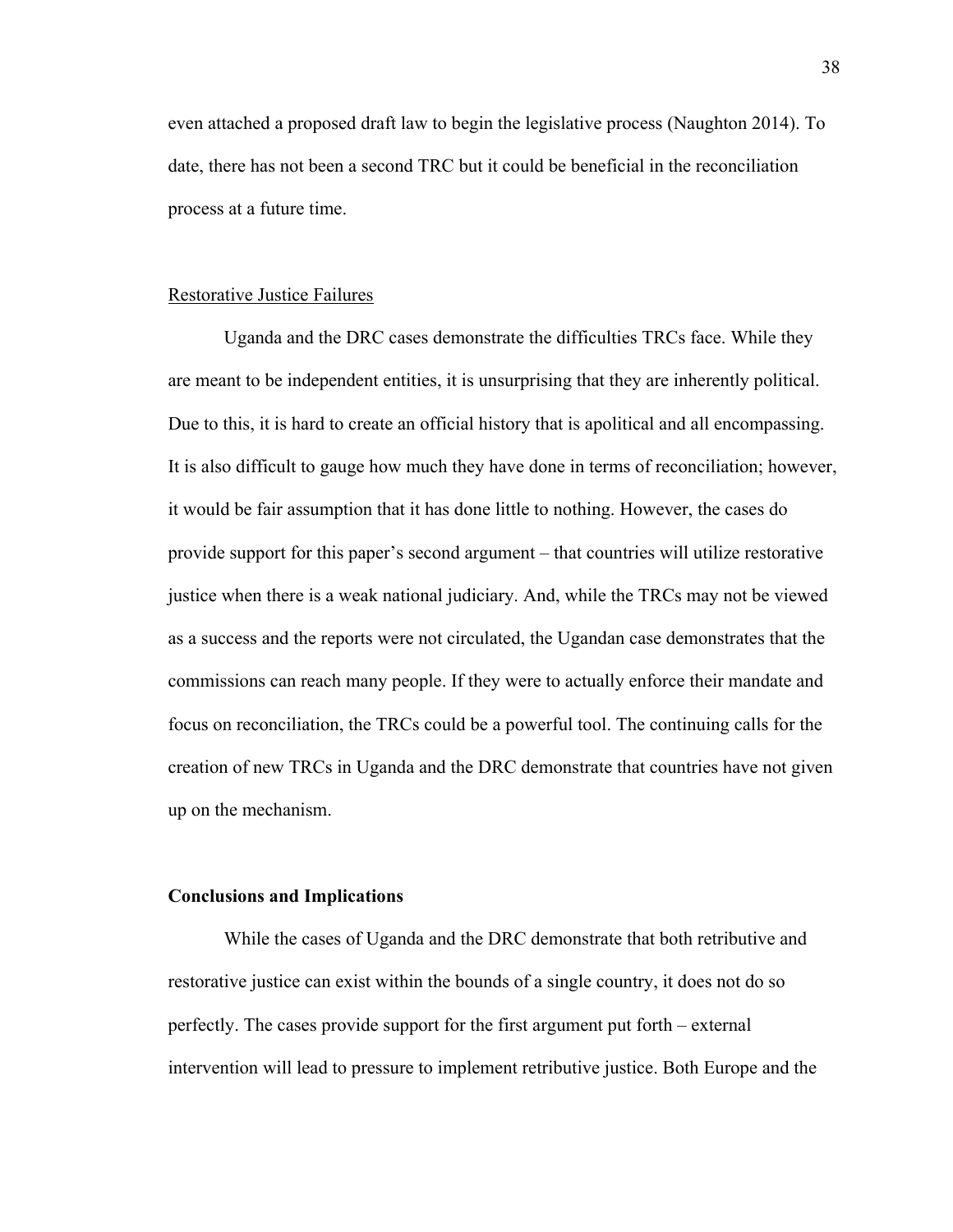even attached a proposed draft law to begin the legislative process (Naughton 2014). To date, there has not been a second TRC but it could be beneficial in the reconciliation process at a future time.

<u>Restorative Justice Failures</u>

Uganda and the DRC cases demonstrate the difficulties TRCs face. While they are meant to be independent entities, it is unsurprising that they are inherently political. Due to this, it is hard to create an official history that is apolitical and all encompassing. It is also difficult to gauge how much they have done in terms of reconciliation; however, it would be fair assumption that it has done little to nothing. However, the cases do provide support for this paper's second argument – that countries will utilize restorative justice when there is a weak national judiciary. And, while the TRCs may not be viewed as a success and the reports were not circulated, the Ugandan case demonstrates that the commissions can reach many people. If they were to actually enforce their mandate and focus on reconciliation, the TRCs could be a powerful tool. The continuing calls for the creation of new TRCs in Uganda and the DRC demonstrate that countries have not given up on the mechanism.

**Conclusions and Implications**

While the cases of Uganda and the DRC demonstrate that both retributive and restorative justice can exist within the bounds of a single country, it does not do so perfectly. The cases provide support for the first argument put forth – external intervention will lead to pressure to implement retributive justice. Both Europe and the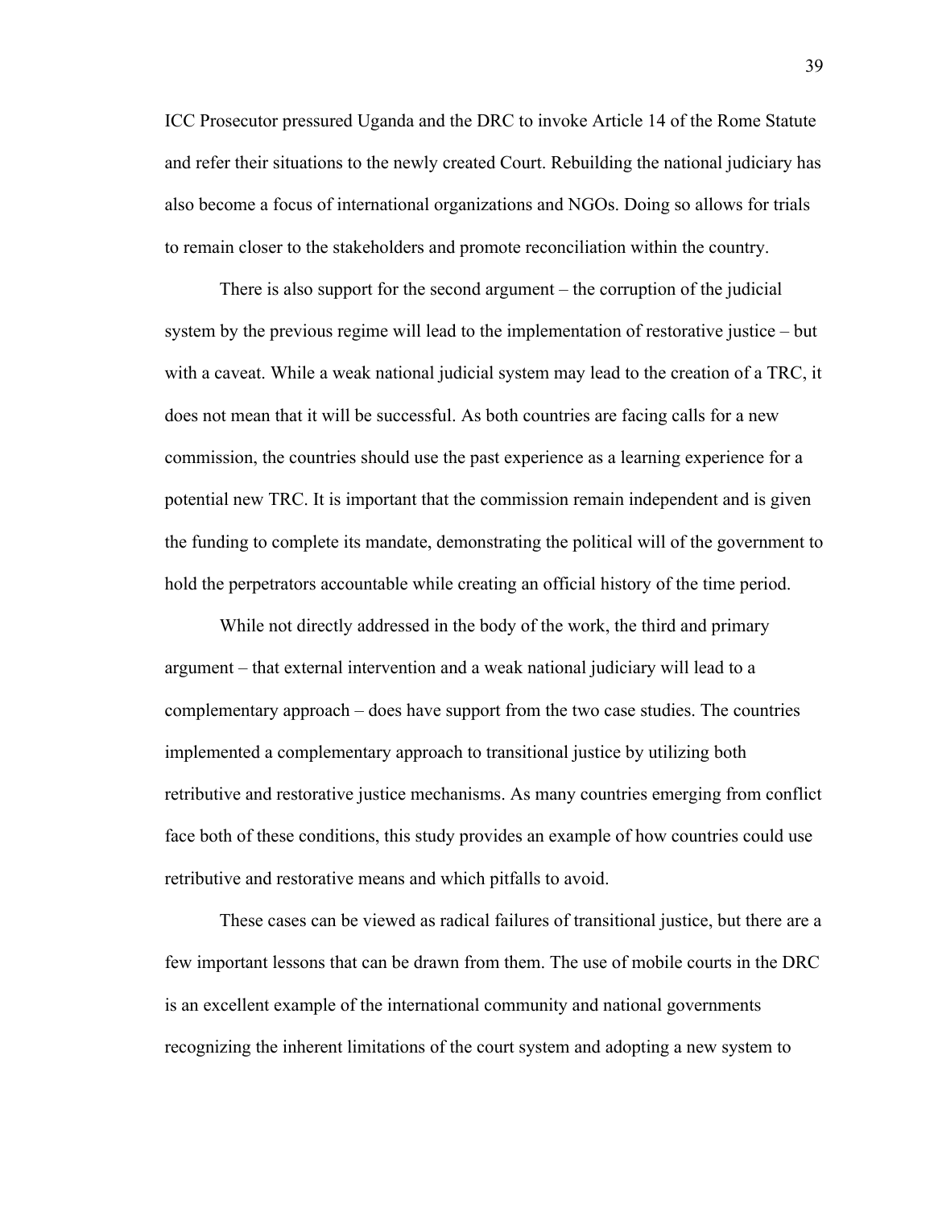ICC Prosecutor pressured Uganda and the DRC to invoke Article 14 of the Rome Statute and refer their situations to the newly created Court. Rebuilding the national judiciary has also become a focus of international organizations and NGOs. Doing so allows for trials to remain closer to the stakeholders and promote reconciliation within the country.

There is also support for the second argument – the corruption of the judicial system by the previous regime will lead to the implementation of restorative justice – but with a caveat. While a weak national judicial system may lead to the creation of a TRC, it does not mean that it will be successful. As both countries are facing calls for a new commission, the countries should use the past experience as a learning experience for a potential new TRC. It is important that the commission remain independent and is given the funding to complete its mandate, demonstrating the political will of the government to hold the perpetrators accountable while creating an official history of the time period.

While not directly addressed in the body of the work, the third and primary argument – that external intervention and a weak national judiciary will lead to a complementary approach – does have support from the two case studies. The countries implemented a complementary approach to transitional justice by utilizing both retributive and restorative justice mechanisms. As many countries emerging from conflict face both of these conditions, this study provides an example of how countries could use retributive and restorative means and which pitfalls to avoid.

These cases can be viewed as radical failures of transitional justice, but there are a few important lessons that can be drawn from them. The use of mobile courts in the DRC is an excellent example of the international community and national governments recognizing the inherent limitations of the court system and adopting a new system to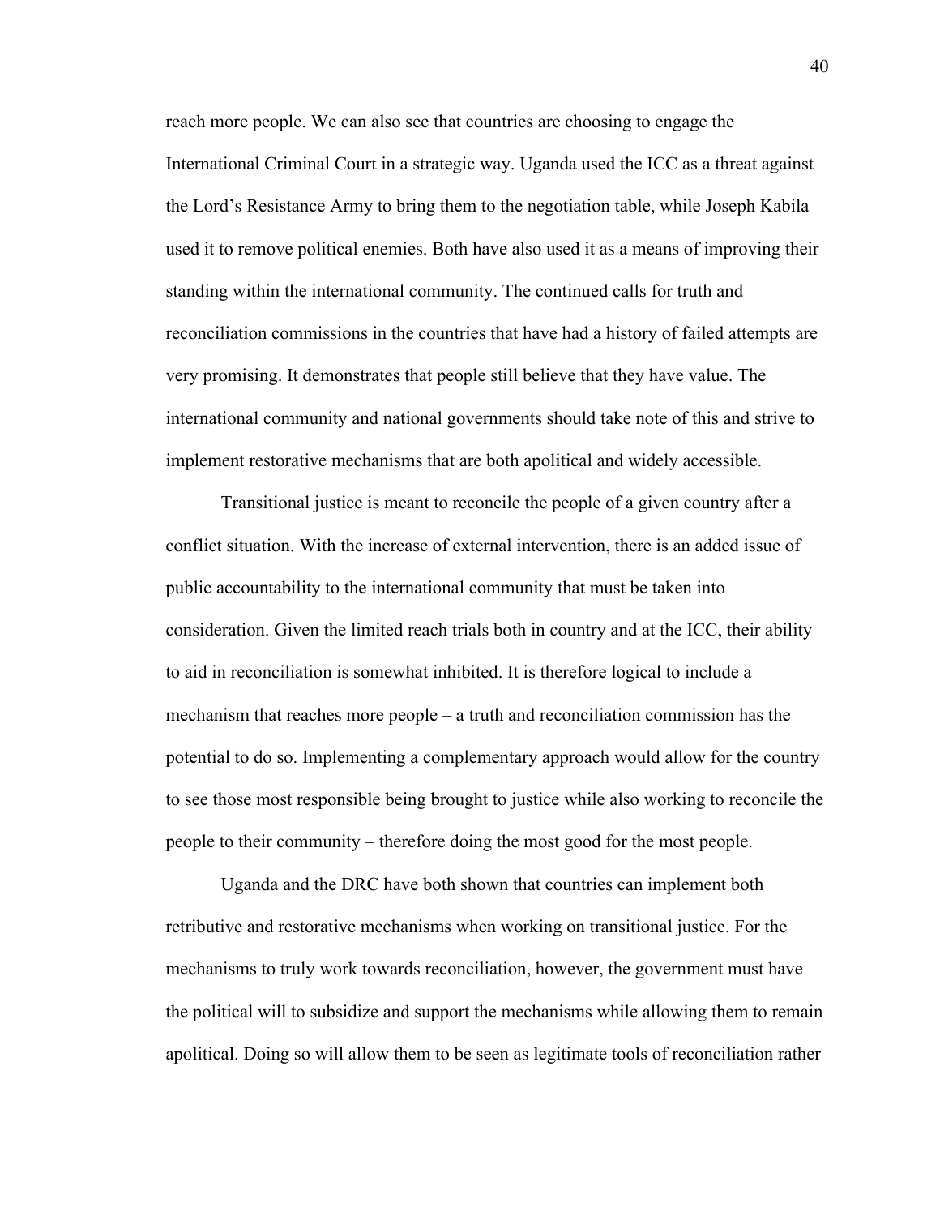reach more people. We can also see that countries are choosing to engage the International Criminal Court in a strategic way. Uganda used the ICC as a threat against the Lord's Resistance Army to bring them to the negotiation table, while Joseph Kabila used it to remove political enemies. Both have also used it as a means of improving their standing within the international community. The continued calls for truth and reconciliation commissions in the countries that have had a history of failed attempts are very promising. It demonstrates that people still believe that they have value. The international community and national governments should take note of this and strive to implement restorative mechanisms that are both apolitical and widely accessible.

Transitional justice is meant to reconcile the people of a given country after a conflict situation. With the increase of external intervention, there is an added issue of public accountability to the international community that must be taken into consideration. Given the limited reach trials both in country and at the ICC, their ability to aid in reconciliation is somewhat inhibited. It is therefore logical to include a mechanism that reaches more people – a truth and reconciliation commission has the potential to do so. Implementing a complementary approach would allow for the country to see those most responsible being brought to justice while also working to reconcile the people to their community – therefore doing the most good for the most people.

Uganda and the DRC have both shown that countries can implement both retributive and restorative mechanisms when working on transitional justice. For the mechanisms to truly work towards reconciliation, however, the government must have the political will to subsidize and support the mechanisms while allowing them to remain apolitical. Doing so will allow them to be seen as legitimate tools of reconciliation rather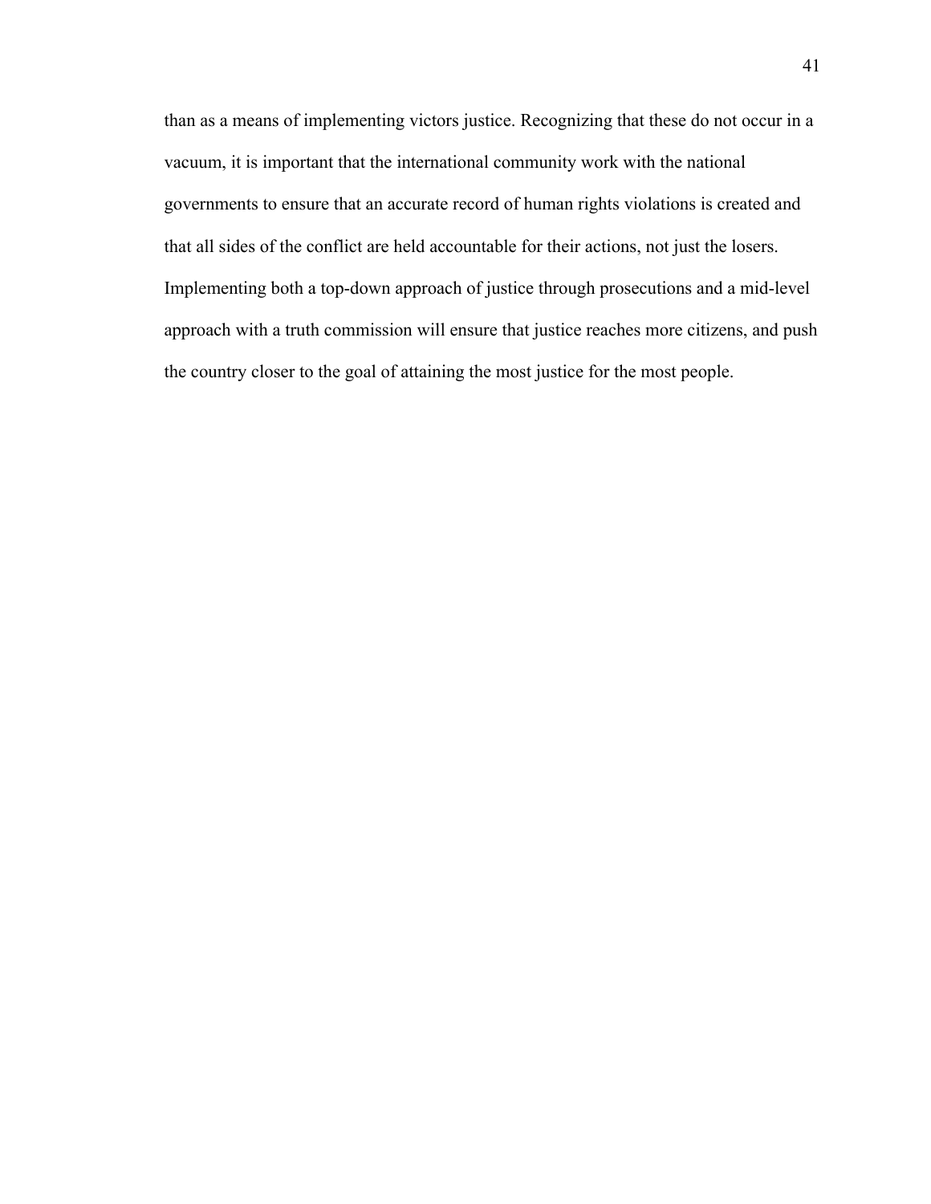than as a means of implementing victors justice. Recognizing that these do not occur in a vacuum, it is important that the international community work with the national governments to ensure that an accurate record of human rights violations is created and that all sides of the conflict are held accountable for their actions, not just the losers. Implementing both a top-down approach of justice through prosecutions and a mid-level approach with a truth commission will ensure that justice reaches more citizens, and push the country closer to the goal of attaining the most justice for the most people.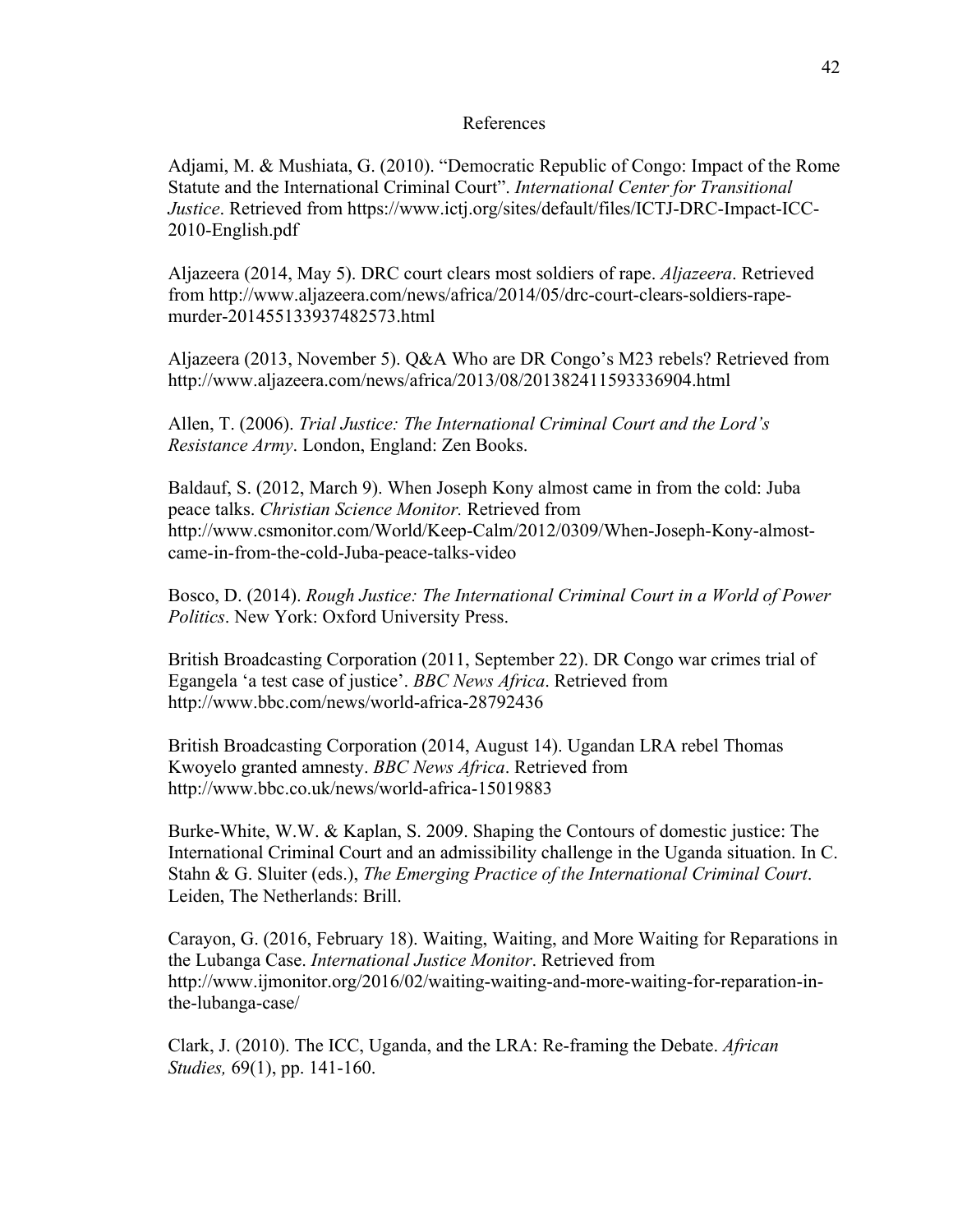# References

Adjami, M. & Mushiata, G. (2010). "Democratic Republic of Congo: Impact of the Rome Statute and the International Criminal Court". *International Center for Transitional Justice*. Retrieved from https://www.ictj.org/sites/default/files/ICTJ-DRC-Impact-ICC-2010-English.pdf

Aljazeera (2014, May 5). DRC court clears most soldiers of rape. *Aljazeera*. Retrieved from http://www.aljazeera.com/news/africa/2014/05/drc-court-clears-soldiers-rape-murder-201455133937482573.html

Aljazeera (2013, November 5). Q&A Who are DR Congo's M23 rebels? Retrieved from http://www.aljazeera.com/news/africa/2013/08/201382411593336904.html

Allen, T. (2006). *Trial Justice: The International Criminal Court and the Lord's Resistance Army*. London, England: Zen Books.

Baldauf, S. (2012, March 9). When Joseph Kony almost came in from the cold: Juba peace talks. *Christian Science Monitor.* Retrieved from http://www.csmonitor.com/World/Keep-Calm/2012/0309/When-Joseph-Kony-almost-came-in-from-the-cold-Juba-peace-talks-video

Bosco, D. (2014). *Rough Justice: The International Criminal Court in a World of Power Politics*. New York: Oxford University Press.

British Broadcasting Corporation (2011, September 22). DR Congo war crimes trial of Egangela 'a test case of justice'. *BBC News Africa*. Retrieved from http://www.bbc.com/news/world-africa-28792436

British Broadcasting Corporation (2014, August 14). Ugandan LRA rebel Thomas Kwoyelo granted amnesty. *BBC News Africa*. Retrieved from http://www.bbc.co.uk/news/world-africa-15019883

Burke-White, W.W. & Kaplan, S. 2009. Shaping the Contours of domestic justice: The International Criminal Court and an admissibility challenge in the Uganda situation. In C. Stahn & G. Sluiter (eds.), *The Emerging Practice of the International Criminal Court*. Leiden, The Netherlands: Brill.

Carayon, G. (2016, February 18). Waiting, Waiting, and More Waiting for Reparations in the Lubanga Case. *International Justice Monitor*. Retrieved from http://www.ijmonitor.org/2016/02/waiting-waiting-and-more-waiting-for-reparation-in-the-lubanga-case/

Clark, J. (2010). The ICC, Uganda, and the LRA: Re-framing the Debate. *African Studies,* 69(1), pp. 141-160.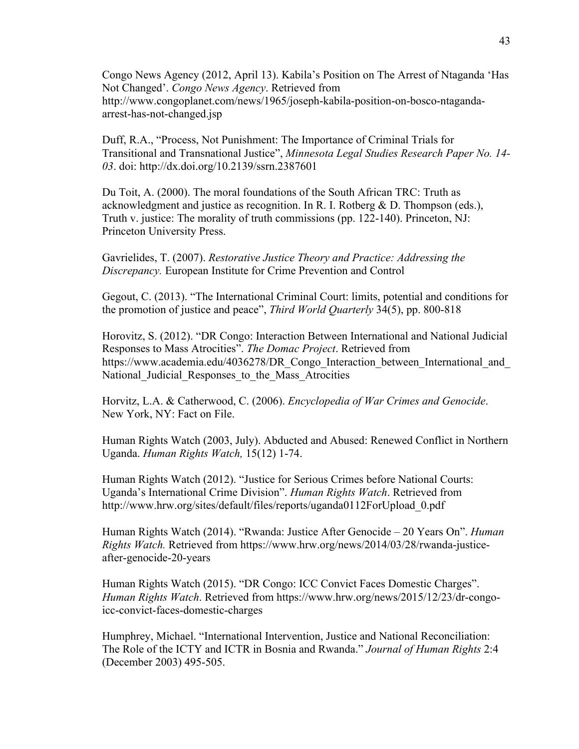Congo News Agency (2012, April 13). Kabila's Position on The Arrest of Ntaganda 'Has Not Changed'. *Congo News Agency*. Retrieved from http://www.congoplanet.com/news/1965/joseph-kabila-position-on-bosco-ntaganda-arrest-has-not-changed.jsp

Duff, R.A., "Process, Not Punishment: The Importance of Criminal Trials for Transitional and Transnational Justice", *Minnesota Legal Studies Research Paper No. 14-03*. doi: http://dx.doi.org/10.2139/ssrn.2387601

Du Toit, A. (2000). The moral foundations of the South African TRC: Truth as acknowledgment and justice as recognition. In R. I. Rotberg & D. Thompson (eds.), Truth v. justice: The morality of truth commissions (pp. 122-140). Princeton, NJ: Princeton University Press.

Gavrielides, T. (2007). *Restorative Justice Theory and Practice: Addressing the Discrepancy.* European Institute for Crime Prevention and Control

Gegout, C. (2013). "The International Criminal Court: limits, potential and conditions for the promotion of justice and peace", *Third World Quarterly* 34(5), pp. 800-818

Horovitz, S. (2012). "DR Congo: Interaction Between International and National Judicial Responses to Mass Atrocities". *The Domac Project*. Retrieved from https://www.academia.edu/4036278/DR_Congo_Interaction_between_International_and_National_Judicial_Responses_to_the_Mass_Atrocities

Horvitz, L.A. & Catherwood, C. (2006). *Encyclopedia of War Crimes and Genocide*. New York, NY: Fact on File.

Human Rights Watch (2003, July). Abducted and Abused: Renewed Conflict in Northern Uganda. *Human Rights Watch,* 15(12) 1-74.

Human Rights Watch (2012). "Justice for Serious Crimes before National Courts: Uganda's International Crime Division". *Human Rights Watch*. Retrieved from http://www.hrw.org/sites/default/files/reports/uganda0112ForUpload_0.pdf

Human Rights Watch (2014). "Rwanda: Justice After Genocide – 20 Years On". *Human Rights Watch.* Retrieved from https://www.hrw.org/news/2014/03/28/rwanda-justice-after-genocide-20-years

Human Rights Watch (2015). "DR Congo: ICC Convict Faces Domestic Charges". *Human Rights Watch*. Retrieved from https://www.hrw.org/news/2015/12/23/dr-congo-icc-convict-faces-domestic-charges

Humphrey, Michael. "International Intervention, Justice and National Reconciliation: The Role of the ICTY and ICTR in Bosnia and Rwanda." *Journal of Human Rights* 2:4 (December 2003) 495-505.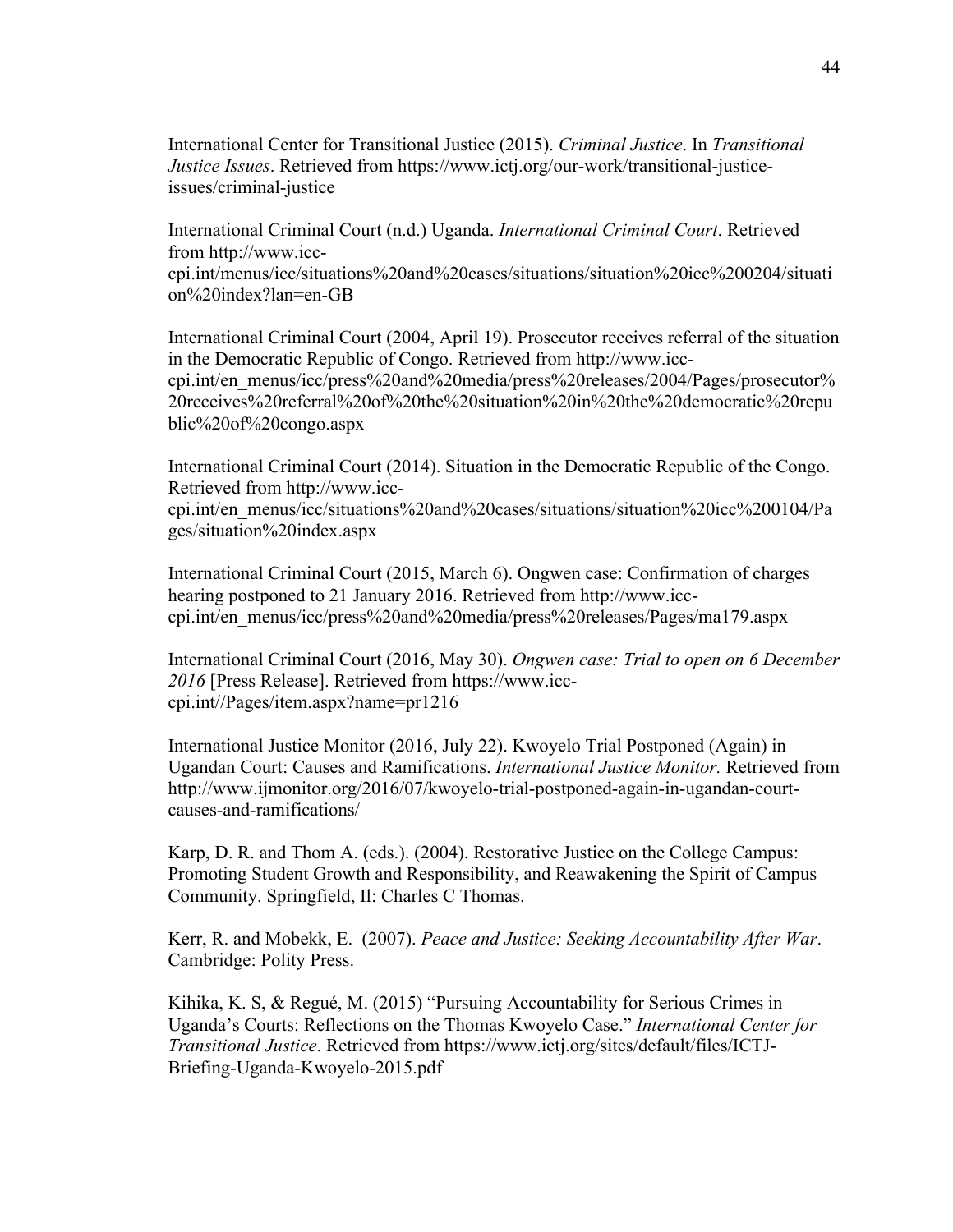International Center for Transitional Justice (2015). *Criminal Justice*. In *Transitional Justice Issues*. Retrieved from https://www.ictj.org/our-work/transitional-justice-issues/criminal-justice

International Criminal Court (n.d.) Uganda. *International Criminal Court*. Retrieved from http://www.icc-cpi.int/menus/icc/situations%20and%20cases/situations/situation%20icc%200204/situation%20index?lan=en-GB

International Criminal Court (2004, April 19). Prosecutor receives referral of the situation in the Democratic Republic of Congo. Retrieved from http://www.icc-cpi.int/en_menus/icc/press%20and%20media/press%20releases/2004/Pages/prosecutor%20receives%20referral%20of%20the%20situation%20in%20the%20democratic%20republic%20of%20congo.aspx

International Criminal Court (2014). Situation in the Democratic Republic of the Congo. Retrieved from http://www.icc-cpi.int/en_menus/icc/situations%20and%20cases/situations/situation%20icc%200104/Pages/situation%20index.aspx

International Criminal Court (2015, March 6). Ongwen case: Confirmation of charges hearing postponed to 21 January 2016. Retrieved from http://www.icc-cpi.int/en_menus/icc/press%20and%20media/press%20releases/Pages/ma179.aspx

International Criminal Court (2016, May 30). *Ongwen case: Trial to open on 6 December 2016* [Press Release]. Retrieved from https://www.icc-cpi.int//Pages/item.aspx?name=pr1216

International Justice Monitor (2016, July 22). Kwoyelo Trial Postponed (Again) in Ugandan Court: Causes and Ramifications. *International Justice Monitor.* Retrieved from http://www.ijmonitor.org/2016/07/kwoyelo-trial-postponed-again-in-ugandan-court-causes-and-ramifications/

Karp, D. R. and Thom A. (eds.). (2004). Restorative Justice on the College Campus: Promoting Student Growth and Responsibility, and Reawakening the Spirit of Campus Community. Springfield, Il: Charles C Thomas.

Kerr, R. and Mobekk, E. (2007). *Peace and Justice: Seeking Accountability After War*. Cambridge: Polity Press.

Kihika, K. S, & Regué, M. (2015) "Pursuing Accountability for Serious Crimes in Uganda's Courts: Reflections on the Thomas Kwoyelo Case." *International Center for Transitional Justice*. Retrieved from https://www.ictj.org/sites/default/files/ICTJ-Briefing-Uganda-Kwoyelo-2015.pdf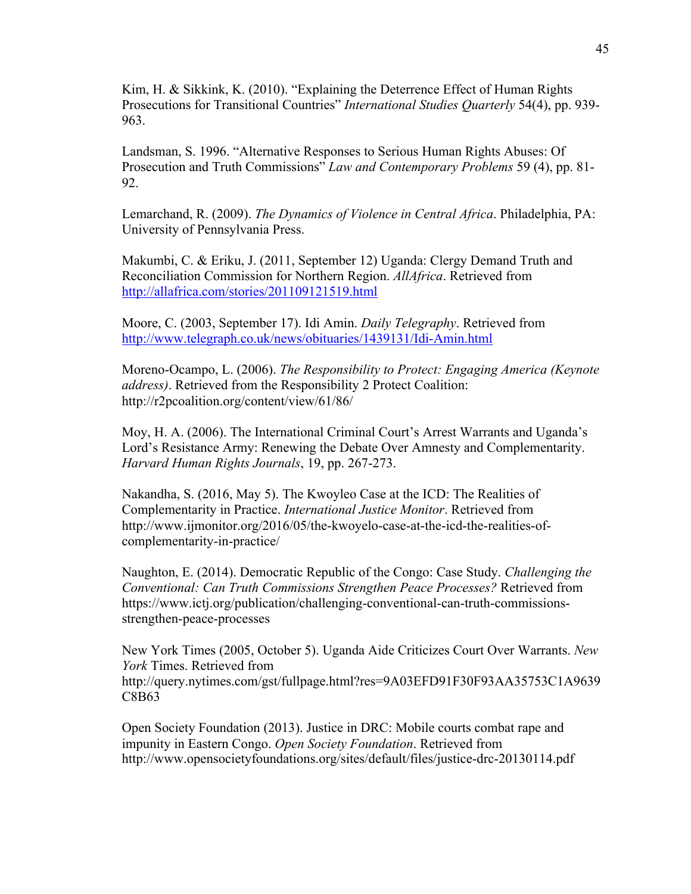Kim, H. & Sikkink, K. (2010). "Explaining the Deterrence Effect of Human Rights Prosecutions for Transitional Countries" *International Studies Quarterly* 54(4), pp. 939-963.

Landsman, S. 1996. "Alternative Responses to Serious Human Rights Abuses: Of Prosecution and Truth Commissions" *Law and Contemporary Problems* 59 (4), pp. 81-92.

Lemarchand, R. (2009). *The Dynamics of Violence in Central Africa*. Philadelphia, PA: University of Pennsylvania Press.

Makumbi, C. & Eriku, J. (2011, September 12) Uganda: Clergy Demand Truth and Reconciliation Commission for Northern Region. *AllAfrica*. Retrieved from http://allafrica.com/stories/201109121519.html

Moore, C. (2003, September 17). Idi Amin. *Daily Telegraphy*. Retrieved from http://www.telegraph.co.uk/news/obituaries/1439131/Idi-Amin.html

Moreno-Ocampo, L. (2006). *The Responsibility to Protect: Engaging America (Keynote address)*. Retrieved from the Responsibility 2 Protect Coalition: http://r2pcoalition.org/content/view/61/86/

Moy, H. A. (2006). The International Criminal Court's Arrest Warrants and Uganda's Lord's Resistance Army: Renewing the Debate Over Amnesty and Complementarity. *Harvard Human Rights Journals*, 19, pp. 267-273.

Nakandha, S. (2016, May 5). The Kwoyleo Case at the ICD: The Realities of Complementarity in Practice. *International Justice Monitor*. Retrieved from http://www.ijmonitor.org/2016/05/the-kwoyelo-case-at-the-icd-the-realities-of-complementarity-in-practice/

Naughton, E. (2014). Democratic Republic of the Congo: Case Study. *Challenging the Conventional: Can Truth Commissions Strengthen Peace Processes?* Retrieved from https://www.ictj.org/publication/challenging-conventional-can-truth-commissions-strengthen-peace-processes

New York Times (2005, October 5). Uganda Aide Criticizes Court Over Warrants. *New York* Times. Retrieved from http://query.nytimes.com/gst/fullpage.html?res=9A03EFD91F30F93AA35753C1A9639C8B63

Open Society Foundation (2013). Justice in DRC: Mobile courts combat rape and impunity in Eastern Congo. *Open Society Foundation*. Retrieved from http://www.opensocietyfoundations.org/sites/default/files/justice-drc-20130114.pdf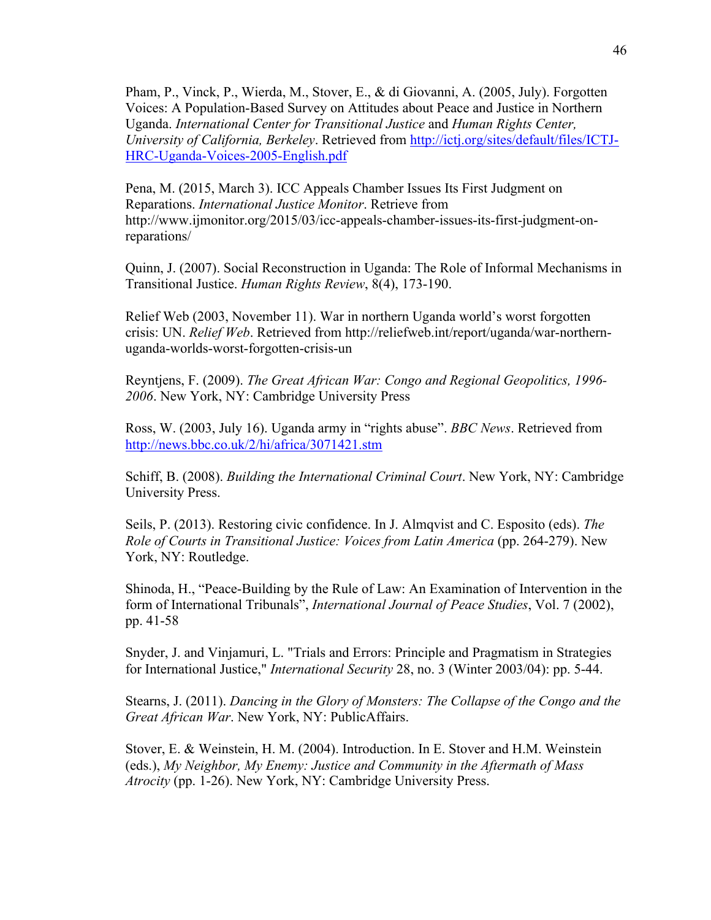Pham, P., Vinck, P., Wierda, M., Stover, E., & di Giovanni, A. (2005, July). Forgotten Voices: A Population-Based Survey on Attitudes about Peace and Justice in Northern Uganda. *International Center for Transitional Justice* and *Human Rights Center, University of California, Berkeley*. Retrieved from http://ictj.org/sites/default/files/ICTJ-HRC-Uganda-Voices-2005-English.pdf

Pena, M. (2015, March 3). ICC Appeals Chamber Issues Its First Judgment on Reparations. *International Justice Monitor*. Retrieve from http://www.ijmonitor.org/2015/03/icc-appeals-chamber-issues-its-first-judgment-on-reparations/

Quinn, J. (2007). Social Reconstruction in Uganda: The Role of Informal Mechanisms in Transitional Justice. *Human Rights Review*, 8(4), 173-190.

Relief Web (2003, November 11). War in northern Uganda world's worst forgotten crisis: UN. *Relief Web*. Retrieved from http://reliefweb.int/report/uganda/war-northern-uganda-worlds-worst-forgotten-crisis-un

Reyntjens, F. (2009). *The Great African War: Congo and Regional Geopolitics, 1996-2006*. New York, NY: Cambridge University Press

Ross, W. (2003, July 16). Uganda army in "rights abuse". *BBC News*. Retrieved from http://news.bbc.co.uk/2/hi/africa/3071421.stm

Schiff, B. (2008). *Building the International Criminal Court*. New York, NY: Cambridge University Press.

Seils, P. (2013). Restoring civic confidence. In J. Almqvist and C. Esposito (eds). *The Role of Courts in Transitional Justice: Voices from Latin America* (pp. 264-279). New York, NY: Routledge.

Shinoda, H., "Peace-Building by the Rule of Law: An Examination of Intervention in the form of International Tribunals", *International Journal of Peace Studies*, Vol. 7 (2002), pp. 41-58

Snyder, J. and Vinjamuri, L. "Trials and Errors: Principle and Pragmatism in Strategies for International Justice," *International Security* 28, no. 3 (Winter 2003/04): pp. 5-44.

Stearns, J. (2011). *Dancing in the Glory of Monsters: The Collapse of the Congo and the Great African War*. New York, NY: PublicAffairs.

Stover, E. & Weinstein, H. M. (2004). Introduction. In E. Stover and H.M. Weinstein (eds.), *My Neighbor, My Enemy: Justice and Community in the Aftermath of Mass Atrocity* (pp. 1-26). New York, NY: Cambridge University Press.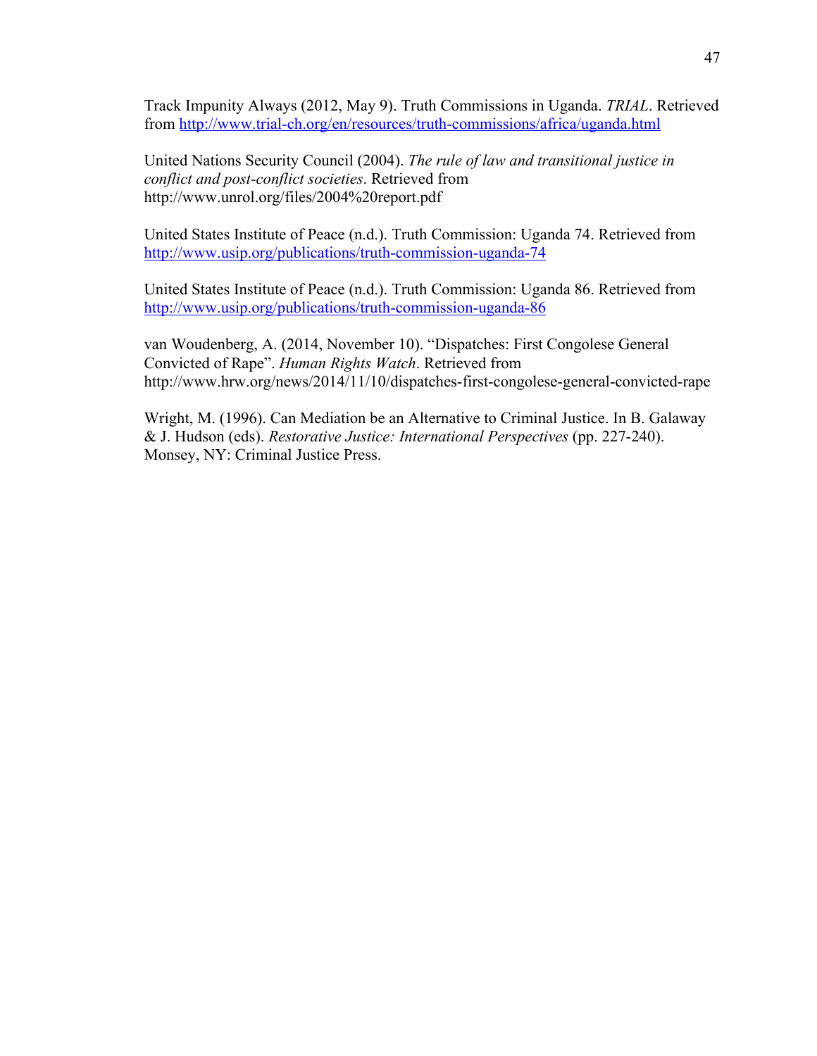Track Impunity Always (2012, May 9). Truth Commissions in Uganda. *TRIAL*. Retrieved from http://www.trial-ch.org/en/resources/truth-commissions/africa/uganda.html

United Nations Security Council (2004). *The rule of law and transitional justice in conflict and post-conflict societies*. Retrieved from http://www.unrol.org/files/2004%20report.pdf

United States Institute of Peace (n.d.). Truth Commission: Uganda 74. Retrieved from http://www.usip.org/publications/truth-commission-uganda-74

United States Institute of Peace (n.d.). Truth Commission: Uganda 86. Retrieved from http://www.usip.org/publications/truth-commission-uganda-86

van Woudenberg, A. (2014, November 10). "Dispatches: First Congolese General Convicted of Rape". *Human Rights Watch*. Retrieved from http://www.hrw.org/news/2014/11/10/dispatches-first-congolese-general-convicted-rape

Wright, M. (1996). Can Mediation be an Alternative to Criminal Justice. In B. Galaway & J. Hudson (eds). *Restorative Justice: International Perspectives* (pp. 227-240). Monsey, NY: Criminal Justice Press.